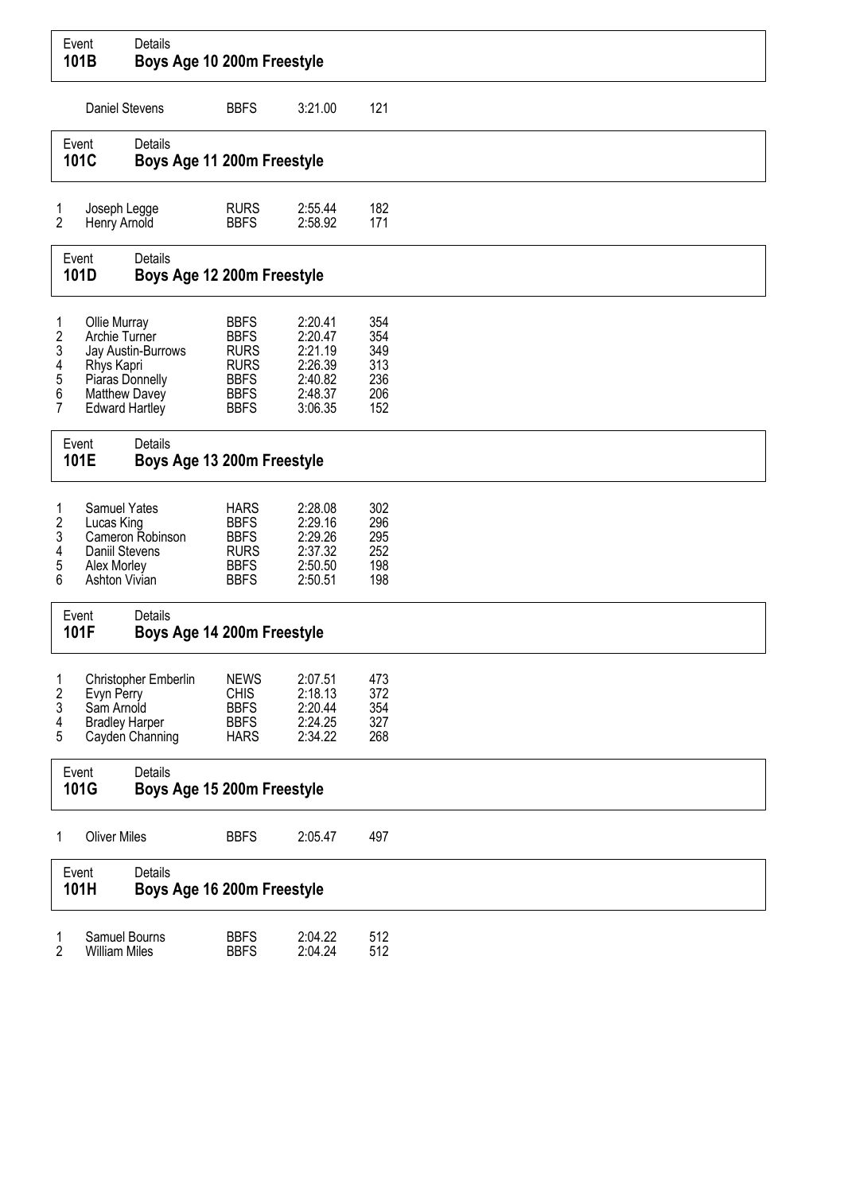## Event 101B — Boys Age 10 200m Freestyle

| Place | Name | Club | Time | Points |
|---|---|---|---|---|
| | Daniel Stevens | BBFS | 3:21.00 | 121 |

## Event 101C — Boys Age 11 200m Freestyle

| Place | Name | Club | Time | Points |
|---|---|---|---|---|
| 1 | Joseph Legge | RURS | 2:55.44 | 182 |
| 2 | Henry Arnold | BBFS | 2:58.92 | 171 |

## Event 101D — Boys Age 12 200m Freestyle

| Place | Name | Club | Time | Points |
|---|---|---|---|---|
| 1 | Ollie Murray | BBFS | 2:20.41 | 354 |
| 2 | Archie Turner | BBFS | 2:20.47 | 354 |
| 3 | Jay Austin-Burrows | RURS | 2:21.19 | 349 |
| 4 | Rhys Kapri | RURS | 2:26.39 | 313 |
| 5 | Piaras Donnelly | BBFS | 2:40.82 | 236 |
| 6 | Matthew Davey | BBFS | 2:48.37 | 206 |
| 7 | Edward Hartley | BBFS | 3:06.35 | 152 |

## Event 101E — Boys Age 13 200m Freestyle

| Place | Name | Club | Time | Points |
|---|---|---|---|---|
| 1 | Samuel Yates | HARS | 2:28.08 | 302 |
| 2 | Lucas King | BBFS | 2:29.16 | 296 |
| 3 | Cameron Robinson | BBFS | 2:29.26 | 295 |
| 4 | Daniil Stevens | RURS | 2:37.32 | 252 |
| 5 | Alex Morley | BBFS | 2:50.50 | 198 |
| 6 | Ashton Vivian | BBFS | 2:50.51 | 198 |

## Event 101F — Boys Age 14 200m Freestyle

| Place | Name | Club | Time | Points |
|---|---|---|---|---|
| 1 | Christopher Emberlin | NEWS | 2:07.51 | 473 |
| 2 | Evyn Perry | CHIS | 2:18.13 | 372 |
| 3 | Sam Arnold | BBFS | 2:20.44 | 354 |
| 4 | Bradley Harper | BBFS | 2:24.25 | 327 |
| 5 | Cayden Channing | HARS | 2:34.22 | 268 |

## Event 101G — Boys Age 15 200m Freestyle

| Place | Name | Club | Time | Points |
|---|---|---|---|---|
| 1 | Oliver Miles | BBFS | 2:05.47 | 497 |

## Event 101H — Boys Age 16 200m Freestyle

| Place | Name | Club | Time | Points |
|---|---|---|---|---|
| 1 | Samuel Bourns | BBFS | 2:04.22 | 512 |
| 2 | William Miles | BBFS | 2:04.24 | 512 |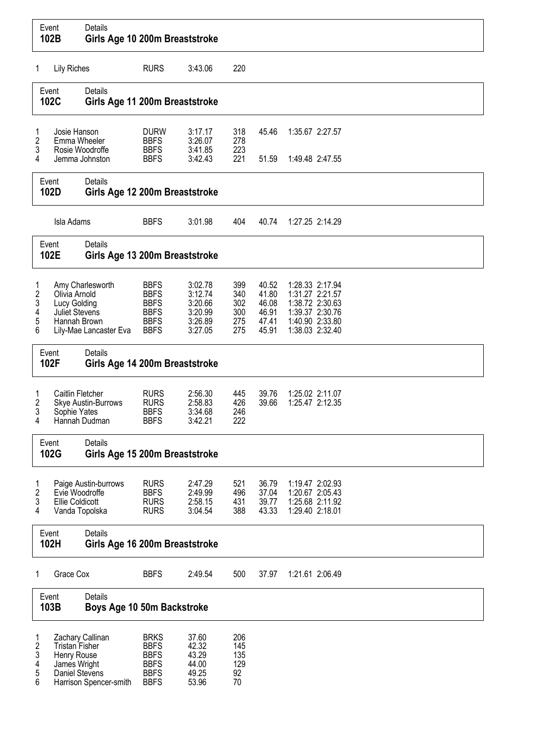## Event 102B Girls Age 10 200m Breaststroke

| Place | Name | Club | Time | Points | 50m | 100m | 150m |
|---|---|---|---|---|---|---|---|
| 1 | Lily Riches | RURS | 3:43.06 | 220 | | | |

## Event 102C Girls Age 11 200m Breaststroke

| Place | Name | Club | Time | Points | 50m | 100m | 150m |
|---|---|---|---|---|---|---|---|
| 1 | Josie Hanson | DURW | 3:17.17 | 318 | 45.46 | 1:35.67 | 2:27.57 |
| 2 | Emma Wheeler | BBFS | 3:26.07 | 278 | | | |
| 3 | Rosie Woodroffe | BBFS | 3:41.85 | 223 | | | |
| 4 | Jemma Johnston | BBFS | 3:42.43 | 221 | 51.59 | 1:49.48 | 2:47.55 |

## Event 102D Girls Age 12 200m Breaststroke

| Place | Name | Club | Time | Points | 50m | 100m | 150m |
|---|---|---|---|---|---|---|---|
| | Isla Adams | BBFS | 3:01.98 | 404 | 40.74 | 1:27.25 | 2:14.29 |

## Event 102E Girls Age 13 200m Breaststroke

| Place | Name | Club | Time | Points | 50m | 100m | 150m |
|---|---|---|---|---|---|---|---|
| 1 | Amy Charlesworth | BBFS | 3:02.78 | 399 | 40.52 | 1:28.33 | 2:17.94 |
| 2 | Olivia Arnold | BBFS | 3:12.74 | 340 | 41.80 | 1:31.27 | 2:21.57 |
| 3 | Lucy Golding | BBFS | 3:20.66 | 302 | 46.08 | 1:38.72 | 2:30.63 |
| 4 | Juliet Stevens | BBFS | 3:20.99 | 300 | 46.91 | 1:39.37 | 2:30.76 |
| 5 | Hannah Brown | BBFS | 3:26.89 | 275 | 47.41 | 1:40.90 | 2:33.80 |
| 6 | Lily-Mae Lancaster Eva | BBFS | 3:27.05 | 275 | 45.91 | 1:38.03 | 2:32.40 |

## Event 102F Girls Age 14 200m Breaststroke

| Place | Name | Club | Time | Points | 50m | 100m | 150m |
|---|---|---|---|---|---|---|---|
| 1 | Caitlin Fletcher | RURS | 2:56.30 | 445 | 39.76 | 1:25.02 | 2:11.07 |
| 2 | Skye Austin-Burrows | RURS | 2:58.83 | 426 | 39.66 | 1:25.47 | 2:12.35 |
| 3 | Sophie Yates | BBFS | 3:34.68 | 246 | | | |
| 4 | Hannah Dudman | BBFS | 3:42.21 | 222 | | | |

## Event 102G Girls Age 15 200m Breaststroke

| Place | Name | Club | Time | Points | 50m | 100m | 150m |
|---|---|---|---|---|---|---|---|
| 1 | Paige Austin-burrows | RURS | 2:47.29 | 521 | 36.79 | 1:19.47 | 2:02.93 |
| 2 | Evie Woodroffe | BBFS | 2:49.99 | 496 | 37.04 | 1:20.67 | 2:05.43 |
| 3 | Ellie Coldicott | RURS | 2:58.15 | 431 | 39.77 | 1:25.68 | 2:11.92 |
| 4 | Vanda Topolska | RURS | 3:04.54 | 388 | 43.33 | 1:29.40 | 2:18.01 |

## Event 102H Girls Age 16 200m Breaststroke

| Place | Name | Club | Time | Points | 50m | 100m | 150m |
|---|---|---|---|---|---|---|---|
| 1 | Grace Cox | BBFS | 2:49.54 | 500 | 37.97 | 1:21.61 | 2:06.49 |

## Event 103B Boys Age 10 50m Backstroke

| Place | Name | Club | Time | Points |
|---|---|---|---|---|
| 1 | Zachary Callinan | BRKS | 37.60 | 206 |
| 2 | Tristan Fisher | BBFS | 42.32 | 145 |
| 3 | Henry Rouse | BBFS | 43.29 | 135 |
| 4 | James Wright | BBFS | 44.00 | 129 |
| 5 | Daniel Stevens | BBFS | 49.25 | 92 |
| 6 | Harrison Spencer-smith | BBFS | 53.96 | 70 |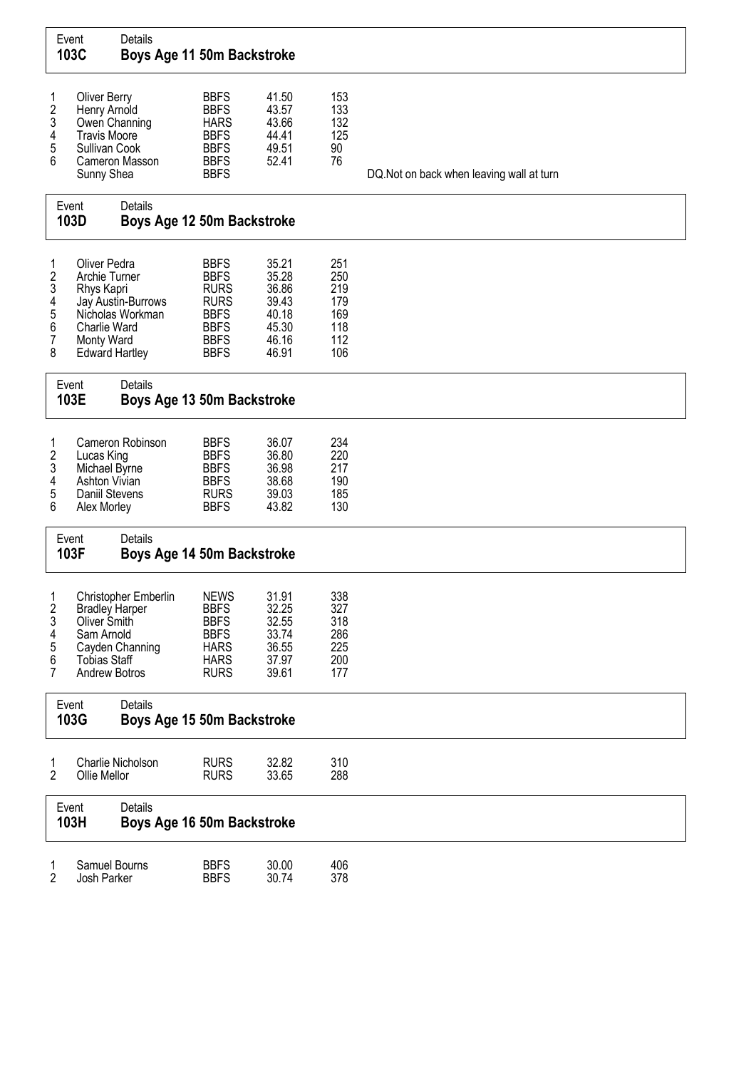| Event | Details |
|---|---|
| **103C** | **Boys Age 11 50m Backstroke** |

| Place | Name | Club | Time | Points | Notes |
|---|---|---|---|---|---|
| 1 | Oliver Berry | BBFS | 41.50 | 153 | |
| 2 | Henry Arnold | BBFS | 43.57 | 133 | |
| 3 | Owen Channing | HARS | 43.66 | 132 | |
| 4 | Travis Moore | BBFS | 44.41 | 125 | |
| 5 | Sullivan Cook | BBFS | 49.51 | 90 | |
| 6 | Cameron Masson | BBFS | 52.41 | 76 | |
| | Sunny Shea | BBFS | | | DQ.Not on back when leaving wall at turn |

| Event | Details |
|---|---|
| **103D** | **Boys Age 12 50m Backstroke** |

| Place | Name | Club | Time | Points |
|---|---|---|---|---|
| 1 | Oliver Pedra | BBFS | 35.21 | 251 |
| 2 | Archie Turner | BBFS | 35.28 | 250 |
| 3 | Rhys Kapri | RURS | 36.86 | 219 |
| 4 | Jay Austin-Burrows | RURS | 39.43 | 179 |
| 5 | Nicholas Workman | BBFS | 40.18 | 169 |
| 6 | Charlie Ward | BBFS | 45.30 | 118 |
| 7 | Monty Ward | BBFS | 46.16 | 112 |
| 8 | Edward Hartley | BBFS | 46.91 | 106 |

| Event | Details |
|---|---|
| **103E** | **Boys Age 13 50m Backstroke** |

| Place | Name | Club | Time | Points |
|---|---|---|---|---|
| 1 | Cameron Robinson | BBFS | 36.07 | 234 |
| 2 | Lucas King | BBFS | 36.80 | 220 |
| 3 | Michael Byrne | BBFS | 36.98 | 217 |
| 4 | Ashton Vivian | BBFS | 38.68 | 190 |
| 5 | Daniil Stevens | RURS | 39.03 | 185 |
| 6 | Alex Morley | BBFS | 43.82 | 130 |

| Event | Details |
|---|---|
| **103F** | **Boys Age 14 50m Backstroke** |

| Place | Name | Club | Time | Points |
|---|---|---|---|---|
| 1 | Christopher Emberlin | NEWS | 31.91 | 338 |
| 2 | Bradley Harper | BBFS | 32.25 | 327 |
| 3 | Oliver Smith | BBFS | 32.55 | 318 |
| 4 | Sam Arnold | BBFS | 33.74 | 286 |
| 5 | Cayden Channing | HARS | 36.55 | 225 |
| 6 | Tobias Staff | HARS | 37.97 | 200 |
| 7 | Andrew Botros | RURS | 39.61 | 177 |

| Event | Details |
|---|---|
| **103G** | **Boys Age 15 50m Backstroke** |

| Place | Name | Club | Time | Points |
|---|---|---|---|---|
| 1 | Charlie Nicholson | RURS | 32.82 | 310 |
| 2 | Ollie Mellor | RURS | 33.65 | 288 |

| Event | Details |
|---|---|
| **103H** | **Boys Age 16 50m Backstroke** |

| Place | Name | Club | Time | Points |
|---|---|---|---|---|
| 1 | Samuel Bourns | BBFS | 30.00 | 406 |
| 2 | Josh Parker | BBFS | 30.74 | 378 |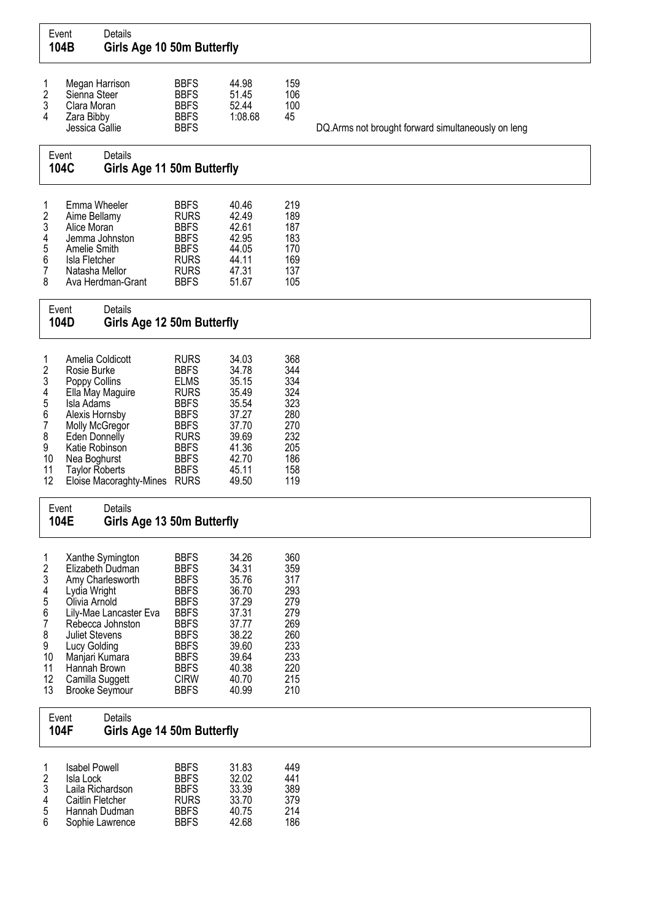## Event 104B — Girls Age 10 50m Butterfly

| Place | Name | Club | Time | Points | Notes |
|---|---|---|---|---|---|
| 1 | Megan Harrison | BBFS | 44.98 | 159 | |
| 2 | Sienna Steer | BBFS | 51.45 | 106 | |
| 3 | Clara Moran | BBFS | 52.44 | 100 | |
| 4 | Zara Bibby | BBFS | 1:08.68 | 45 | |
| | Jessica Gallie | BBFS | | | DQ.Arms not brought forward simultaneously on leng |

## Event 104C — Girls Age 11 50m Butterfly

| Place | Name | Club | Time | Points |
|---|---|---|---|---|
| 1 | Emma Wheeler | BBFS | 40.46 | 219 |
| 2 | Aime Bellamy | RURS | 42.49 | 189 |
| 3 | Alice Moran | BBFS | 42.61 | 187 |
| 4 | Jemma Johnston | BBFS | 42.95 | 183 |
| 5 | Amelie Smith | BBFS | 44.05 | 170 |
| 6 | Isla Fletcher | RURS | 44.11 | 169 |
| 7 | Natasha Mellor | RURS | 47.31 | 137 |
| 8 | Ava Herdman-Grant | BBFS | 51.67 | 105 |

## Event 104D — Girls Age 12 50m Butterfly

| Place | Name | Club | Time | Points |
|---|---|---|---|---|
| 1 | Amelia Coldicott | RURS | 34.03 | 368 |
| 2 | Rosie Burke | BBFS | 34.78 | 344 |
| 3 | Poppy Collins | ELMS | 35.15 | 334 |
| 4 | Ella May Maguire | RURS | 35.49 | 324 |
| 5 | Isla Adams | BBFS | 35.54 | 323 |
| 6 | Alexis Hornsby | BBFS | 37.27 | 280 |
| 7 | Molly McGregor | BBFS | 37.70 | 270 |
| 8 | Eden Donnelly | RURS | 39.69 | 232 |
| 9 | Katie Robinson | BBFS | 41.36 | 205 |
| 10 | Nea Boghurst | BBFS | 42.70 | 186 |
| 11 | Taylor Roberts | BBFS | 45.11 | 158 |
| 12 | Eloise Macoraghty-Mines | RURS | 49.50 | 119 |

## Event 104E — Girls Age 13 50m Butterfly

| Place | Name | Club | Time | Points |
|---|---|---|---|---|
| 1 | Xanthe Symington | BBFS | 34.26 | 360 |
| 2 | Elizabeth Dudman | BBFS | 34.31 | 359 |
| 3 | Amy Charlesworth | BBFS | 35.76 | 317 |
| 4 | Lydia Wright | BBFS | 36.70 | 293 |
| 5 | Olivia Arnold | BBFS | 37.29 | 279 |
| 6 | Lily-Mae Lancaster Eva | BBFS | 37.31 | 279 |
| 7 | Rebecca Johnston | BBFS | 37.77 | 269 |
| 8 | Juliet Stevens | BBFS | 38.22 | 260 |
| 9 | Lucy Golding | BBFS | 39.60 | 233 |
| 10 | Manjari Kumara | BBFS | 39.64 | 233 |
| 11 | Hannah Brown | BBFS | 40.38 | 220 |
| 12 | Camilla Suggett | CIRW | 40.70 | 215 |
| 13 | Brooke Seymour | BBFS | 40.99 | 210 |

## Event 104F — Girls Age 14 50m Butterfly

| Place | Name | Club | Time | Points |
|---|---|---|---|---|
| 1 | Isabel Powell | BBFS | 31.83 | 449 |
| 2 | Isla Lock | BBFS | 32.02 | 441 |
| 3 | Laila Richardson | BBFS | 33.39 | 389 |
| 4 | Caitlin Fletcher | RURS | 33.70 | 379 |
| 5 | Hannah Dudman | BBFS | 40.75 | 214 |
| 6 | Sophie Lawrence | BBFS | 42.68 | 186 |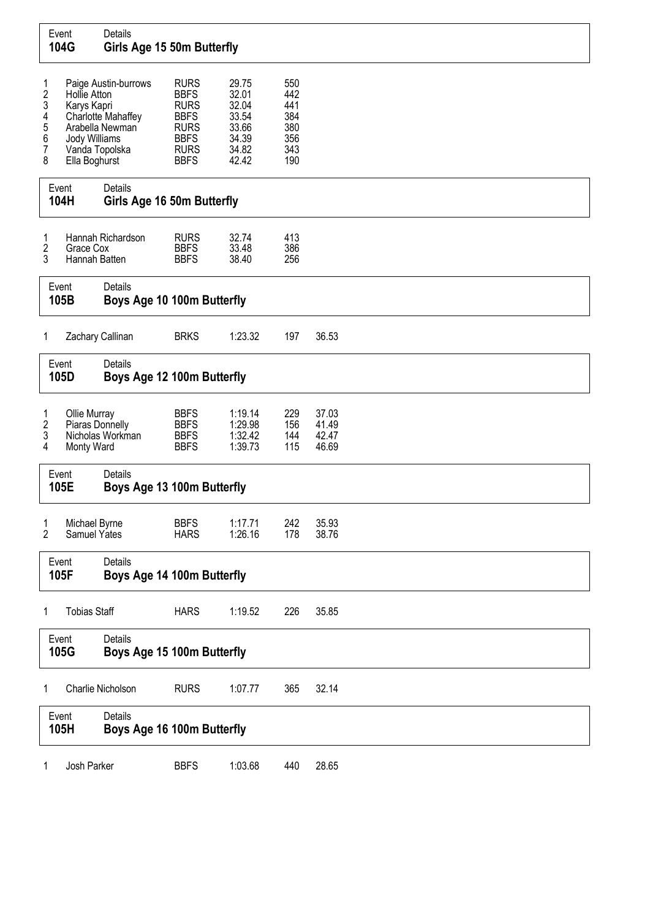| Event | Details |
|---|---|
| **104G** | **Girls Age 15 50m Butterfly** |

| | | | | |
|---|---|---|---|---|
| 1 | Paige Austin-burrows | RURS | 29.75 | 550 |
| 2 | Hollie Atton | BBFS | 32.01 | 442 |
| 3 | Karys Kapri | RURS | 32.04 | 441 |
| 4 | Charlotte Mahaffey | BBFS | 33.54 | 384 |
| 5 | Arabella Newman | RURS | 33.66 | 380 |
| 6 | Jody Williams | BBFS | 34.39 | 356 |
| 7 | Vanda Topolska | RURS | 34.82 | 343 |
| 8 | Ella Boghurst | BBFS | 42.42 | 190 |

| Event | Details |
|---|---|
| **104H** | **Girls Age 16 50m Butterfly** |

| | | | | |
|---|---|---|---|---|
| 1 | Hannah Richardson | RURS | 32.74 | 413 |
| 2 | Grace Cox | BBFS | 33.48 | 386 |
| 3 | Hannah Batten | BBFS | 38.40 | 256 |

| Event | Details |
|---|---|
| **105B** | **Boys Age 10 100m Butterfly** |

| | | | | | |
|---|---|---|---|---|---|
| 1 | Zachary Callinan | BRKS | 1:23.32 | 197 | 36.53 |

| Event | Details |
|---|---|
| **105D** | **Boys Age 12 100m Butterfly** |

| | | | | | |
|---|---|---|---|---|---|
| 1 | Ollie Murray | BBFS | 1:19.14 | 229 | 37.03 |
| 2 | Piaras Donnelly | BBFS | 1:29.98 | 156 | 41.49 |
| 3 | Nicholas Workman | BBFS | 1:32.42 | 144 | 42.47 |
| 4 | Monty Ward | BBFS | 1:39.73 | 115 | 46.69 |

| Event | Details |
|---|---|
| **105E** | **Boys Age 13 100m Butterfly** |

| | | | | | |
|---|---|---|---|---|---|
| 1 | Michael Byrne | BBFS | 1:17.71 | 242 | 35.93 |
| 2 | Samuel Yates | HARS | 1:26.16 | 178 | 38.76 |

| Event | Details |
|---|---|
| **105F** | **Boys Age 14 100m Butterfly** |

| | | | | | |
|---|---|---|---|---|---|
| 1 | Tobias Staff | HARS | 1:19.52 | 226 | 35.85 |

| Event | Details |
|---|---|
| **105G** | **Boys Age 15 100m Butterfly** |

| | | | | | |
|---|---|---|---|---|---|
| 1 | Charlie Nicholson | RURS | 1:07.77 | 365 | 32.14 |

| Event | Details |
|---|---|
| **105H** | **Boys Age 16 100m Butterfly** |

| | | | | | |
|---|---|---|---|---|---|
| 1 | Josh Parker | BBFS | 1:03.68 | 440 | 28.65 |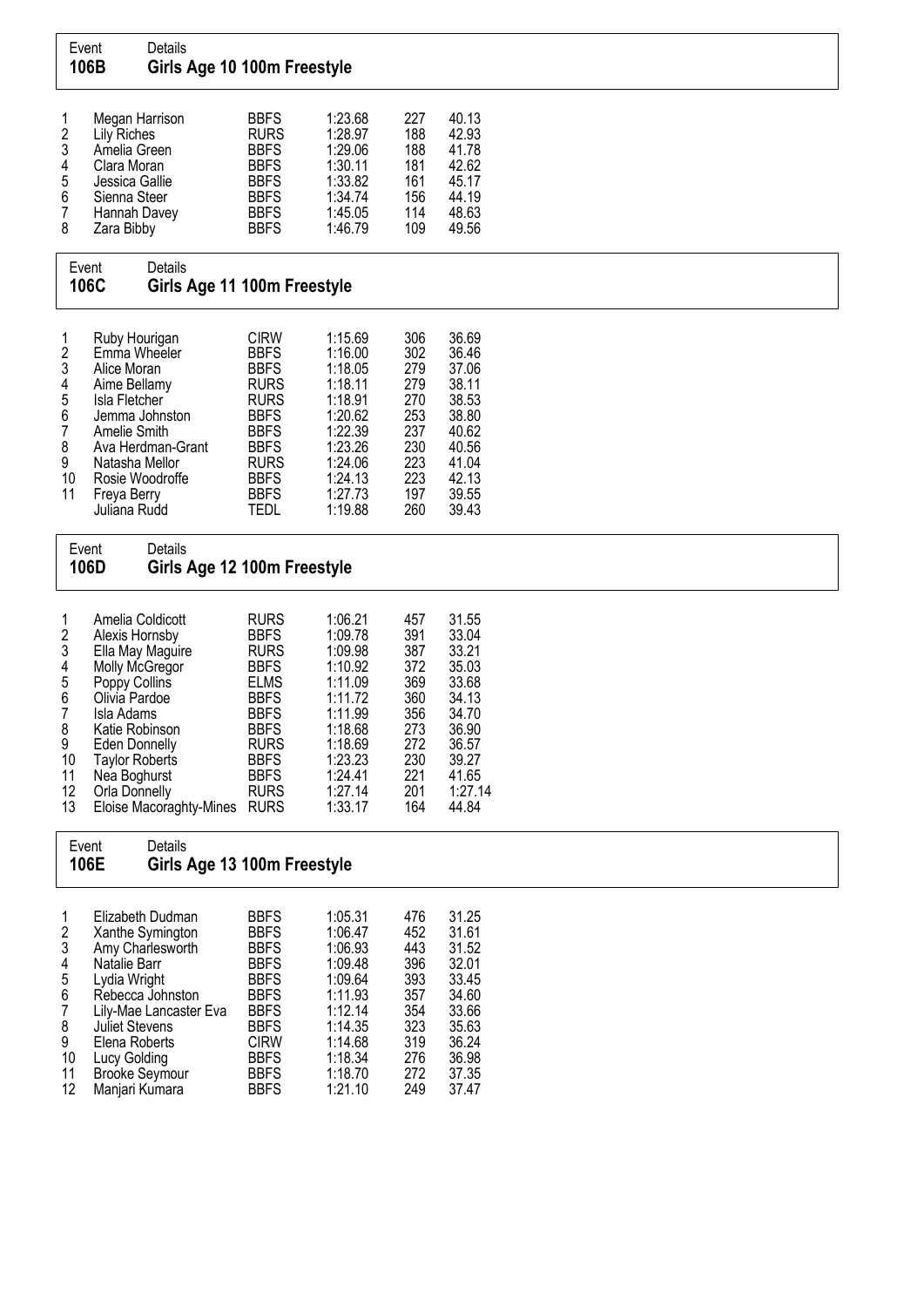Event Details
**106B Girls Age 10 100m Freestyle**

| | | | | | |
|---|---|---|---|---|---|
| 1 | Megan Harrison | BBFS | 1:23.68 | 227 | 40.13 |
| 2 | Lily Riches | RURS | 1:28.97 | 188 | 42.93 |
| 3 | Amelia Green | BBFS | 1:29.06 | 188 | 41.78 |
| 4 | Clara Moran | BBFS | 1:30.11 | 181 | 42.62 |
| 5 | Jessica Gallie | BBFS | 1:33.82 | 161 | 45.17 |
| 6 | Sienna Steer | BBFS | 1:34.74 | 156 | 44.19 |
| 7 | Hannah Davey | BBFS | 1:45.05 | 114 | 48.63 |
| 8 | Zara Bibby | BBFS | 1:46.79 | 109 | 49.56 |

Event Details
**106C Girls Age 11 100m Freestyle**

| | | | | | |
|---|---|---|---|---|---|
| 1 | Ruby Hourigan | CIRW | 1:15.69 | 306 | 36.69 |
| 2 | Emma Wheeler | BBFS | 1:16.00 | 302 | 36.46 |
| 3 | Alice Moran | BBFS | 1:18.05 | 279 | 37.06 |
| 4 | Aime Bellamy | RURS | 1:18.11 | 279 | 38.11 |
| 5 | Isla Fletcher | RURS | 1:18.91 | 270 | 38.53 |
| 6 | Jemma Johnston | BBFS | 1:20.62 | 253 | 38.80 |
| 7 | Amelie Smith | BBFS | 1:22.39 | 237 | 40.62 |
| 8 | Ava Herdman-Grant | BBFS | 1:23.26 | 230 | 40.56 |
| 9 | Natasha Mellor | RURS | 1:24.06 | 223 | 41.04 |
| 10 | Rosie Woodroffe | BBFS | 1:24.13 | 223 | 42.13 |
| 11 | Freya Berry | BBFS | 1:27.73 | 197 | 39.55 |
| | Juliana Rudd | TEDL | 1:19.88 | 260 | 39.43 |

Event Details
**106D Girls Age 12 100m Freestyle**

| | | | | | |
|---|---|---|---|---|---|
| 1 | Amelia Coldicott | RURS | 1:06.21 | 457 | 31.55 |
| 2 | Alexis Hornsby | BBFS | 1:09.78 | 391 | 33.04 |
| 3 | Ella May Maguire | RURS | 1:09.98 | 387 | 33.21 |
| 4 | Molly McGregor | BBFS | 1:10.92 | 372 | 35.03 |
| 5 | Poppy Collins | ELMS | 1:11.09 | 369 | 33.68 |
| 6 | Olivia Pardoe | BBFS | 1:11.72 | 360 | 34.13 |
| 7 | Isla Adams | BBFS | 1:11.99 | 356 | 34.70 |
| 8 | Katie Robinson | BBFS | 1:18.68 | 273 | 36.90 |
| 9 | Eden Donnelly | RURS | 1:18.69 | 272 | 36.57 |
| 10 | Taylor Roberts | BBFS | 1:23.23 | 230 | 39.27 |
| 11 | Nea Boghurst | BBFS | 1:24.41 | 221 | 41.65 |
| 12 | Orla Donnelly | RURS | 1:27.14 | 201 | 1:27.14 |
| 13 | Eloise Macoraghty-Mines | RURS | 1:33.17 | 164 | 44.84 |

Event Details
**106E Girls Age 13 100m Freestyle**

| | | | | | |
|---|---|---|---|---|---|
| 1 | Elizabeth Dudman | BBFS | 1:05.31 | 476 | 31.25 |
| 2 | Xanthe Symington | BBFS | 1:06.47 | 452 | 31.61 |
| 3 | Amy Charlesworth | BBFS | 1:06.93 | 443 | 31.52 |
| 4 | Natalie Barr | BBFS | 1:09.48 | 396 | 32.01 |
| 5 | Lydia Wright | BBFS | 1:09.64 | 393 | 33.45 |
| 6 | Rebecca Johnston | BBFS | 1:11.93 | 357 | 34.60 |
| 7 | Lily-Mae Lancaster Eva | BBFS | 1:12.14 | 354 | 33.66 |
| 8 | Juliet Stevens | BBFS | 1:14.35 | 323 | 35.63 |
| 9 | Elena Roberts | CIRW | 1:14.68 | 319 | 36.24 |
| 10 | Lucy Golding | BBFS | 1:18.34 | 276 | 36.98 |
| 11 | Brooke Seymour | BBFS | 1:18.70 | 272 | 37.35 |
| 12 | Manjari Kumara | BBFS | 1:21.10 | 249 | 37.47 |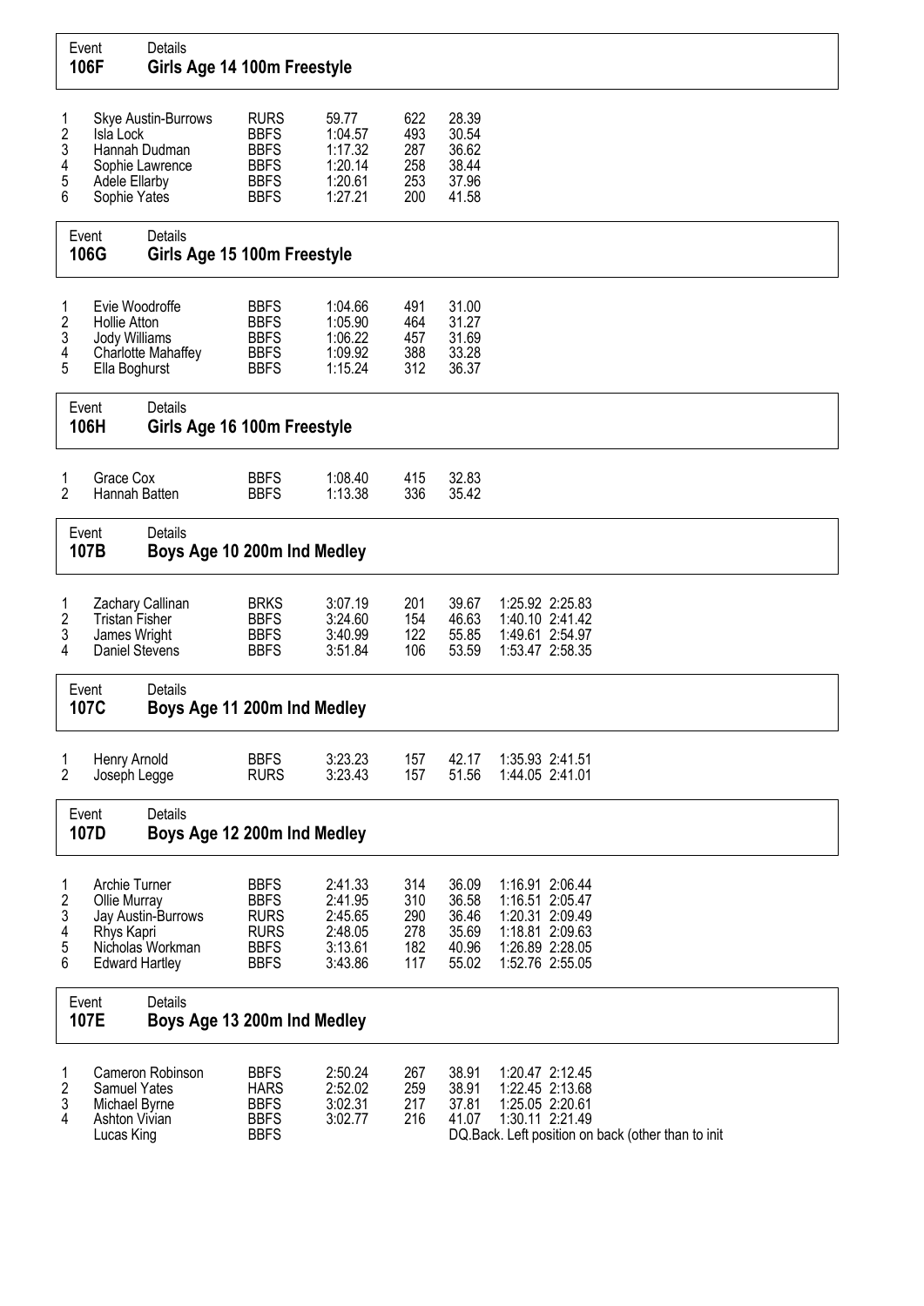## Event 106F — Girls Age 14 100m Freestyle

| Place | Name | Club | Time | Points | Split 50 |
|---|---|---|---|---|---|
| 1 | Skye Austin-Burrows | RURS | 59.77 | 622 | 28.39 |
| 2 | Isla Lock | BBFS | 1:04.57 | 493 | 30.54 |
| 3 | Hannah Dudman | BBFS | 1:17.32 | 287 | 36.62 |
| 4 | Sophie Lawrence | BBFS | 1:20.14 | 258 | 38.44 |
| 5 | Adele Ellarby | BBFS | 1:20.61 | 253 | 37.96 |
| 6 | Sophie Yates | BBFS | 1:27.21 | 200 | 41.58 |

## Event 106G — Girls Age 15 100m Freestyle

| Place | Name | Club | Time | Points | Split 50 |
|---|---|---|---|---|---|
| 1 | Evie Woodroffe | BBFS | 1:04.66 | 491 | 31.00 |
| 2 | Hollie Atton | BBFS | 1:05.90 | 464 | 31.27 |
| 3 | Jody Williams | BBFS | 1:06.22 | 457 | 31.69 |
| 4 | Charlotte Mahaffey | BBFS | 1:09.92 | 388 | 33.28 |
| 5 | Ella Boghurst | BBFS | 1:15.24 | 312 | 36.37 |

## Event 106H — Girls Age 16 100m Freestyle

| Place | Name | Club | Time | Points | Split 50 |
|---|---|---|---|---|---|
| 1 | Grace Cox | BBFS | 1:08.40 | 415 | 32.83 |
| 2 | Hannah Batten | BBFS | 1:13.38 | 336 | 35.42 |

## Event 107B — Boys Age 10 200m Ind Medley

| Place | Name | Club | Time | Points | Split 50 | Split 100 | Split 150 |
|---|---|---|---|---|---|---|---|
| 1 | Zachary Callinan | BRKS | 3:07.19 | 201 | 39.67 | 1:25.92 | 2:25.83 |
| 2 | Tristan Fisher | BBFS | 3:24.60 | 154 | 46.63 | 1:40.10 | 2:41.42 |
| 3 | James Wright | BBFS | 3:40.99 | 122 | 55.85 | 1:49.61 | 2:54.97 |
| 4 | Daniel Stevens | BBFS | 3:51.84 | 106 | 53.59 | 1:53.47 | 2:58.35 |

## Event 107C — Boys Age 11 200m Ind Medley

| Place | Name | Club | Time | Points | Split 50 | Split 100 | Split 150 |
|---|---|---|---|---|---|---|---|
| 1 | Henry Arnold | BBFS | 3:23.23 | 157 | 42.17 | 1:35.93 | 2:41.51 |
| 2 | Joseph Legge | RURS | 3:23.43 | 157 | 51.56 | 1:44.05 | 2:41.01 |

## Event 107D — Boys Age 12 200m Ind Medley

| Place | Name | Club | Time | Points | Split 50 | Split 100 | Split 150 |
|---|---|---|---|---|---|---|---|
| 1 | Archie Turner | BBFS | 2:41.33 | 314 | 36.09 | 1:16.91 | 2:06.44 |
| 2 | Ollie Murray | BBFS | 2:41.95 | 310 | 36.58 | 1:16.51 | 2:05.47 |
| 3 | Jay Austin-Burrows | RURS | 2:45.65 | 290 | 36.46 | 1:20.31 | 2:09.49 |
| 4 | Rhys Kapri | RURS | 2:48.05 | 278 | 35.69 | 1:18.81 | 2:09.63 |
| 5 | Nicholas Workman | BBFS | 3:13.61 | 182 | 40.96 | 1:26.89 | 2:28.05 |
| 6 | Edward Hartley | BBFS | 3:43.86 | 117 | 55.02 | 1:52.76 | 2:55.05 |

## Event 107E — Boys Age 13 200m Ind Medley

| Place | Name | Club | Time | Points | Split 50 | Split 100 | Split 150 |
|---|---|---|---|---|---|---|---|
| 1 | Cameron Robinson | BBFS | 2:50.24 | 267 | 38.91 | 1:20.47 | 2:12.45 |
| 2 | Samuel Yates | HARS | 2:52.02 | 259 | 38.91 | 1:22.45 | 2:13.68 |
| 3 | Michael Byrne | BBFS | 3:02.31 | 217 | 37.81 | 1:25.05 | 2:20.61 |
| 4 | Ashton Vivian | BBFS | 3:02.77 | 216 | 41.07 | 1:30.11 | 2:21.49 |
| | Lucas King | BBFS | | | DQ.Back. Left position on back (other than to init | | |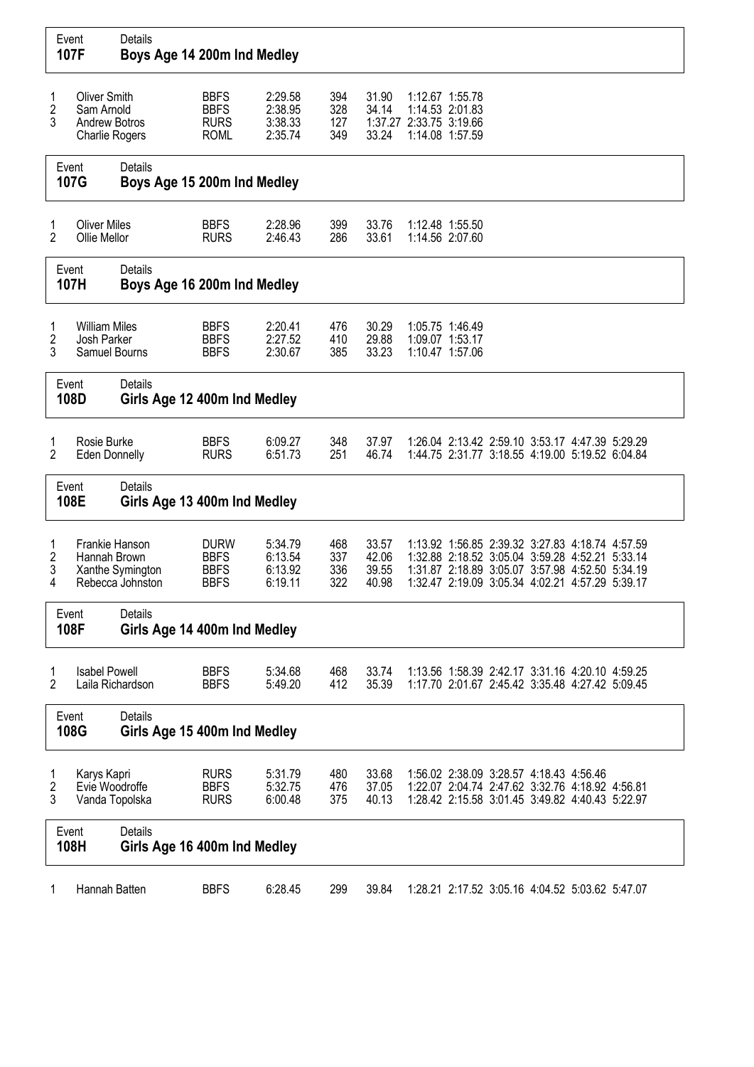## Event 107F — Boys Age 14 200m Ind Medley

| Place | Name | Club | Time | Points | Splits | | |
|---|---|---|---|---|---|---|---|
| 1 | Oliver Smith | BBFS | 2:29.58 | 394 | 31.90 | 1:12.67 | 1:55.78 |
| 2 | Sam Arnold | BBFS | 2:38.95 | 328 | 34.14 | 1:14.53 | 2:01.83 |
| 3 | Andrew Botros | RURS | 3:38.33 | 127 | 1:37.27 | 2:33.75 | 3:19.66 |
| | Charlie Rogers | ROML | 2:35.74 | 349 | 33.24 | 1:14.08 | 1:57.59 |

## Event 107G — Boys Age 15 200m Ind Medley

| Place | Name | Club | Time | Points | Splits | | |
|---|---|---|---|---|---|---|---|
| 1 | Oliver Miles | BBFS | 2:28.96 | 399 | 33.76 | 1:12.48 | 1:55.50 |
| 2 | Ollie Mellor | RURS | 2:46.43 | 286 | 33.61 | 1:14.56 | 2:07.60 |

## Event 107H — Boys Age 16 200m Ind Medley

| Place | Name | Club | Time | Points | Splits | | |
|---|---|---|---|---|---|---|---|
| 1 | William Miles | BBFS | 2:20.41 | 476 | 30.29 | 1:05.75 | 1:46.49 |
| 2 | Josh Parker | BBFS | 2:27.52 | 410 | 29.88 | 1:09.07 | 1:53.17 |
| 3 | Samuel Bourns | BBFS | 2:30.67 | 385 | 33.23 | 1:10.47 | 1:57.06 |

## Event 108D — Girls Age 12 400m Ind Medley

| Place | Name | Club | Time | Points | Splits | | | | | | |
|---|---|---|---|---|---|---|---|---|---|---|---|
| 1 | Rosie Burke | BBFS | 6:09.27 | 348 | 37.97 | 1:26.04 | 2:13.42 | 2:59.10 | 3:53.17 | 4:47.39 | 5:29.29 |
| 2 | Eden Donnelly | RURS | 6:51.73 | 251 | 46.74 | 1:44.75 | 2:31.77 | 3:18.55 | 4:19.00 | 5:19.52 | 6:04.84 |

## Event 108E — Girls Age 13 400m Ind Medley

| Place | Name | Club | Time | Points | Splits | | | | | | |
|---|---|---|---|---|---|---|---|---|---|---|---|
| 1 | Frankie Hanson | DURW | 5:34.79 | 468 | 33.57 | 1:13.92 | 1:56.85 | 2:39.32 | 3:27.83 | 4:18.74 | 4:57.59 |
| 2 | Hannah Brown | BBFS | 6:13.54 | 337 | 42.06 | 1:32.88 | 2:18.52 | 3:05.04 | 3:59.28 | 4:52.21 | 5:33.14 |
| 3 | Xanthe Symington | BBFS | 6:13.92 | 336 | 39.55 | 1:31.87 | 2:18.89 | 3:05.07 | 3:57.98 | 4:52.50 | 5:34.19 |
| 4 | Rebecca Johnston | BBFS | 6:19.11 | 322 | 40.98 | 1:32.47 | 2:19.09 | 3:05.34 | 4:02.21 | 4:57.29 | 5:39.17 |

## Event 108F — Girls Age 14 400m Ind Medley

| Place | Name | Club | Time | Points | Splits | | | | | | |
|---|---|---|---|---|---|---|---|---|---|---|---|
| 1 | Isabel Powell | BBFS | 5:34.68 | 468 | 33.74 | 1:13.56 | 1:58.39 | 2:42.17 | 3:31.16 | 4:20.10 | 4:59.25 |
| 2 | Laila Richardson | BBFS | 5:49.20 | 412 | 35.39 | 1:17.70 | 2:01.67 | 2:45.42 | 3:35.48 | 4:27.42 | 5:09.45 |

## Event 108G — Girls Age 15 400m Ind Medley

| Place | Name | Club | Time | Points | Splits | | | | | | |
|---|---|---|---|---|---|---|---|---|---|---|---|
| 1 | Karys Kapri | RURS | 5:31.79 | 480 | 33.68 | 1:56.02 | 2:38.09 | 3:28.57 | 4:18.43 | 4:56.46 | |
| 2 | Evie Woodroffe | BBFS | 5:32.75 | 476 | 37.05 | 1:22.07 | 2:04.74 | 2:47.62 | 3:32.76 | 4:18.92 | 4:56.81 |
| 3 | Vanda Topolska | RURS | 6:00.48 | 375 | 40.13 | 1:28.42 | 2:15.58 | 3:01.45 | 3:49.82 | 4:40.43 | 5:22.97 |

## Event 108H — Girls Age 16 400m Ind Medley

| Place | Name | Club | Time | Points | Splits | | | | | | |
|---|---|---|---|---|---|---|---|---|---|---|---|
| 1 | Hannah Batten | BBFS | 6:28.45 | 299 | 39.84 | 1:28.21 | 2:17.52 | 3:05.16 | 4:04.52 | 5:03.62 | 5:47.07 |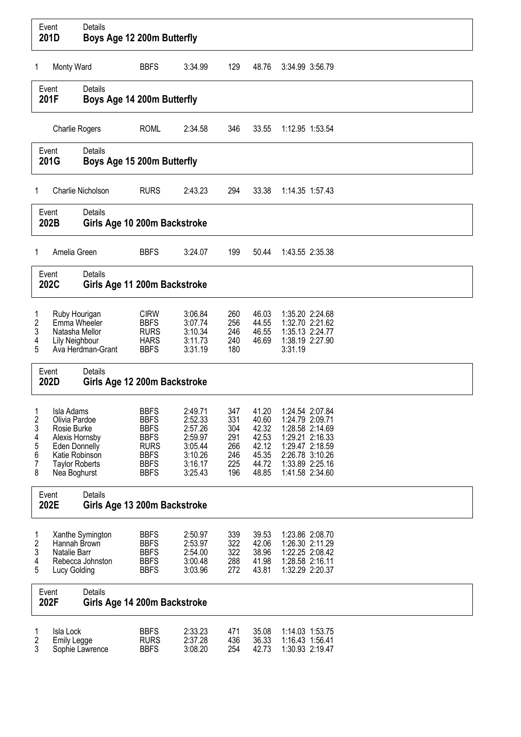## Event 201D — Boys Age 12 200m Butterfly

| Place | Name | Club | Time | Points | 50m | 100m | 150m |
|---|---|---|---|---|---|---|---|
| 1 | Monty Ward | BBFS | 3:34.99 | 129 | 48.76 | 3:34.99 | 3:56.79 |

## Event 201F — Boys Age 14 200m Butterfly

| Place | Name | Club | Time | Points | 50m | 100m | 150m |
|---|---|---|---|---|---|---|---|
| | Charlie Rogers | ROML | 2:34.58 | 346 | 33.55 | 1:12.95 | 1:53.54 |

## Event 201G — Boys Age 15 200m Butterfly

| Place | Name | Club | Time | Points | 50m | 100m | 150m |
|---|---|---|---|---|---|---|---|
| 1 | Charlie Nicholson | RURS | 2:43.23 | 294 | 33.38 | 1:14.35 | 1:57.43 |

## Event 202B — Girls Age 10 200m Backstroke

| Place | Name | Club | Time | Points | 50m | 100m | 150m |
|---|---|---|---|---|---|---|---|
| 1 | Amelia Green | BBFS | 3:24.07 | 199 | 50.44 | 1:43.55 | 2:35.38 |

## Event 202C — Girls Age 11 200m Backstroke

| Place | Name | Club | Time | Points | 50m | 100m | 150m |
|---|---|---|---|---|---|---|---|
| 1 | Ruby Hourigan | CIRW | 3:06.84 | 260 | 46.03 | 1:35.20 | 2:24.68 |
| 2 | Emma Wheeler | BBFS | 3:07.74 | 256 | 44.55 | 1:32.70 | 2:21.62 |
| 3 | Natasha Mellor | RURS | 3:10.34 | 246 | 46.55 | 1:35.13 | 2:24.77 |
| 4 | Lily Neighbour | HARS | 3:11.73 | 240 | 46.69 | 1:38.19 | 2:27.90 |
| 5 | Ava Herdman-Grant | BBFS | 3:31.19 | 180 | | 3:31.19 | |

## Event 202D — Girls Age 12 200m Backstroke

| Place | Name | Club | Time | Points | 50m | 100m | 150m |
|---|---|---|---|---|---|---|---|
| 1 | Isla Adams | BBFS | 2:49.71 | 347 | 41.20 | 1:24.54 | 2:07.84 |
| 2 | Olivia Pardoe | BBFS | 2:52.33 | 331 | 40.60 | 1:24.79 | 2:09.71 |
| 3 | Rosie Burke | BBFS | 2:57.26 | 304 | 42.32 | 1:28.58 | 2:14.69 |
| 4 | Alexis Hornsby | BBFS | 2:59.97 | 291 | 42.53 | 1:29.21 | 2:16.33 |
| 5 | Eden Donnelly | RURS | 3:05.44 | 266 | 42.12 | 1:29.47 | 2:18.59 |
| 6 | Katie Robinson | BBFS | 3:10.26 | 246 | 45.35 | 2:26.78 | 3:10.26 |
| 7 | Taylor Roberts | BBFS | 3:16.17 | 225 | 44.72 | 1:33.89 | 2:25.16 |
| 8 | Nea Boghurst | BBFS | 3:25.43 | 196 | 48.85 | 1:41.58 | 2:34.60 |

## Event 202E — Girls Age 13 200m Backstroke

| Place | Name | Club | Time | Points | 50m | 100m | 150m |
|---|---|---|---|---|---|---|---|
| 1 | Xanthe Symington | BBFS | 2:50.97 | 339 | 39.53 | 1:23.86 | 2:08.70 |
| 2 | Hannah Brown | BBFS | 2:53.97 | 322 | 42.06 | 1:26.30 | 2:11.29 |
| 3 | Natalie Barr | BBFS | 2:54.00 | 322 | 38.96 | 1:22.25 | 2:08.42 |
| 4 | Rebecca Johnston | BBFS | 3:00.48 | 288 | 41.98 | 1:28.58 | 2:16.11 |
| 5 | Lucy Golding | BBFS | 3:03.96 | 272 | 43.81 | 1:32.29 | 2:20.37 |

## Event 202F — Girls Age 14 200m Backstroke

| Place | Name | Club | Time | Points | 50m | 100m | 150m |
|---|---|---|---|---|---|---|---|
| 1 | Isla Lock | BBFS | 2:33.23 | 471 | 35.08 | 1:14.03 | 1:53.75 |
| 2 | Emily Legge | RURS | 2:37.28 | 436 | 36.33 | 1:16.43 | 1:56.41 |
| 3 | Sophie Lawrence | BBFS | 3:08.20 | 254 | 42.73 | 1:30.93 | 2:19.47 |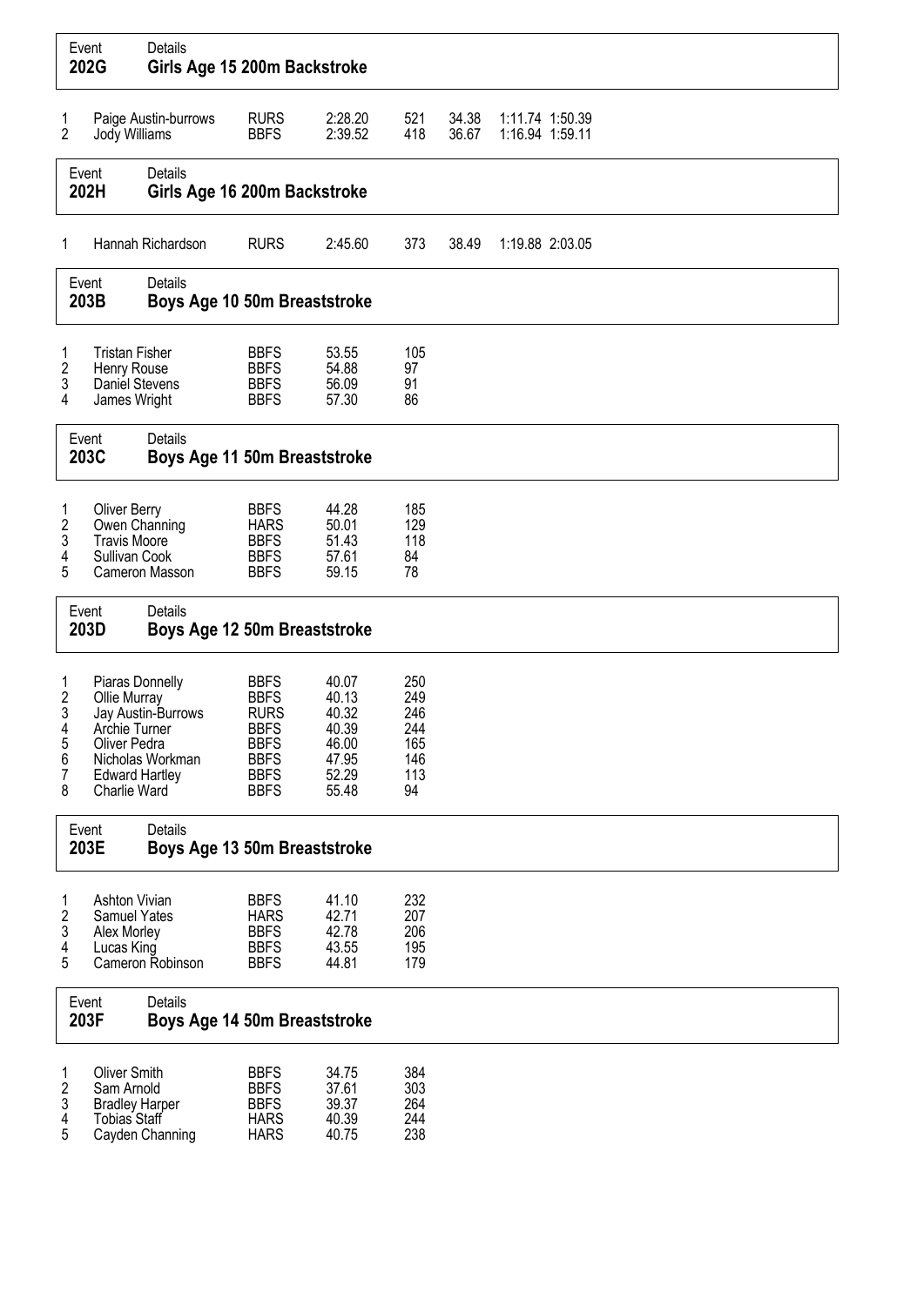**Event 202G** — Details: **Girls Age 15 200m Backstroke**

| Place | Name | Club | Time | Points | 50m | 100m | 150m |
|---|---|---|---|---|---|---|---|
| 1 | Paige Austin-burrows | RURS | 2:28.20 | 521 | 34.38 | 1:11.74 | 1:50.39 |
| 2 | Jody Williams | BBFS | 2:39.52 | 418 | 36.67 | 1:16.94 | 1:59.11 |

**Event 202H** — Details: **Girls Age 16 200m Backstroke**

| Place | Name | Club | Time | Points | 50m | 100m | 150m |
|---|---|---|---|---|---|---|---|
| 1 | Hannah Richardson | RURS | 2:45.60 | 373 | 38.49 | 1:19.88 | 2:03.05 |

**Event 203B** — Details: **Boys Age 10 50m Breaststroke**

| Place | Name | Club | Time | Points |
|---|---|---|---|---|
| 1 | Tristan Fisher | BBFS | 53.55 | 105 |
| 2 | Henry Rouse | BBFS | 54.88 | 97 |
| 3 | Daniel Stevens | BBFS | 56.09 | 91 |
| 4 | James Wright | BBFS | 57.30 | 86 |

**Event 203C** — Details: **Boys Age 11 50m Breaststroke**

| Place | Name | Club | Time | Points |
|---|---|---|---|---|
| 1 | Oliver Berry | BBFS | 44.28 | 185 |
| 2 | Owen Channing | HARS | 50.01 | 129 |
| 3 | Travis Moore | BBFS | 51.43 | 118 |
| 4 | Sullivan Cook | BBFS | 57.61 | 84 |
| 5 | Cameron Masson | BBFS | 59.15 | 78 |

**Event 203D** — Details: **Boys Age 12 50m Breaststroke**

| Place | Name | Club | Time | Points |
|---|---|---|---|---|
| 1 | Piaras Donnelly | BBFS | 40.07 | 250 |
| 2 | Ollie Murray | BBFS | 40.13 | 249 |
| 3 | Jay Austin-Burrows | RURS | 40.32 | 246 |
| 4 | Archie Turner | BBFS | 40.39 | 244 |
| 5 | Oliver Pedra | BBFS | 46.00 | 165 |
| 6 | Nicholas Workman | BBFS | 47.95 | 146 |
| 7 | Edward Hartley | BBFS | 52.29 | 113 |
| 8 | Charlie Ward | BBFS | 55.48 | 94 |

**Event 203E** — Details: **Boys Age 13 50m Breaststroke**

| Place | Name | Club | Time | Points |
|---|---|---|---|---|
| 1 | Ashton Vivian | BBFS | 41.10 | 232 |
| 2 | Samuel Yates | HARS | 42.71 | 207 |
| 3 | Alex Morley | BBFS | 42.78 | 206 |
| 4 | Lucas King | BBFS | 43.55 | 195 |
| 5 | Cameron Robinson | BBFS | 44.81 | 179 |

**Event 203F** — Details: **Boys Age 14 50m Breaststroke**

| Place | Name | Club | Time | Points |
|---|---|---|---|---|
| 1 | Oliver Smith | BBFS | 34.75 | 384 |
| 2 | Sam Arnold | BBFS | 37.61 | 303 |
| 3 | Bradley Harper | BBFS | 39.37 | 264 |
| 4 | Tobias Staff | HARS | 40.39 | 244 |
| 5 | Cayden Channing | HARS | 40.75 | 238 |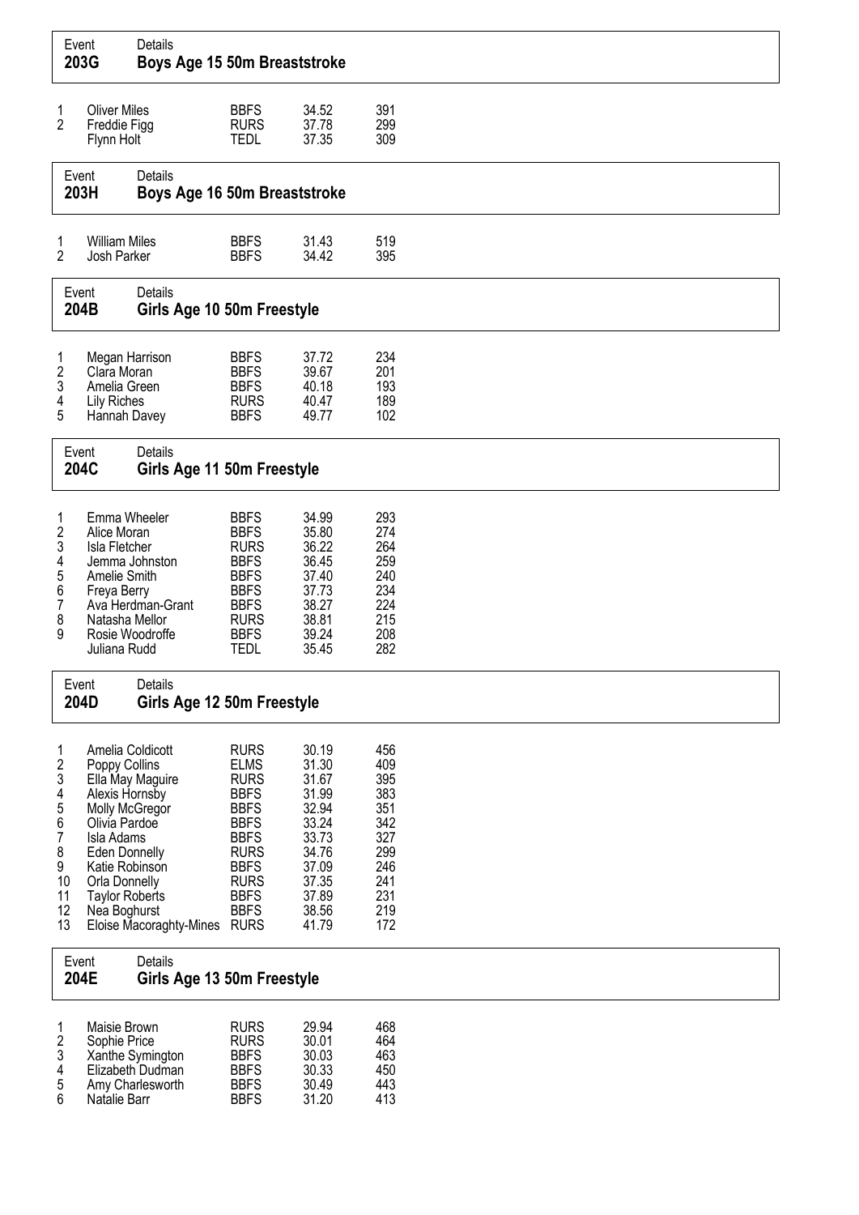**Event 203G — Boys Age 15 50m Breaststroke**

| Place | Name | Club | Time | Points |
|---|---|---|---|---|
| 1 | Oliver Miles | BBFS | 34.52 | 391 |
| 2 | Freddie Figg | RURS | 37.78 | 299 |
| | Flynn Holt | TEDL | 37.35 | 309 |

**Event 203H — Boys Age 16 50m Breaststroke**

| Place | Name | Club | Time | Points |
|---|---|---|---|---|
| 1 | William Miles | BBFS | 31.43 | 519 |
| 2 | Josh Parker | BBFS | 34.42 | 395 |

**Event 204B — Girls Age 10 50m Freestyle**

| Place | Name | Club | Time | Points |
|---|---|---|---|---|
| 1 | Megan Harrison | BBFS | 37.72 | 234 |
| 2 | Clara Moran | BBFS | 39.67 | 201 |
| 3 | Amelia Green | BBFS | 40.18 | 193 |
| 4 | Lily Riches | RURS | 40.47 | 189 |
| 5 | Hannah Davey | BBFS | 49.77 | 102 |

**Event 204C — Girls Age 11 50m Freestyle**

| Place | Name | Club | Time | Points |
|---|---|---|---|---|
| 1 | Emma Wheeler | BBFS | 34.99 | 293 |
| 2 | Alice Moran | BBFS | 35.80 | 274 |
| 3 | Isla Fletcher | RURS | 36.22 | 264 |
| 4 | Jemma Johnston | BBFS | 36.45 | 259 |
| 5 | Amelie Smith | BBFS | 37.40 | 240 |
| 6 | Freya Berry | BBFS | 37.73 | 234 |
| 7 | Ava Herdman-Grant | BBFS | 38.27 | 224 |
| 8 | Natasha Mellor | RURS | 38.81 | 215 |
| 9 | Rosie Woodroffe | BBFS | 39.24 | 208 |
| | Juliana Rudd | TEDL | 35.45 | 282 |

**Event 204D — Girls Age 12 50m Freestyle**

| Place | Name | Club | Time | Points |
|---|---|---|---|---|
| 1 | Amelia Coldicott | RURS | 30.19 | 456 |
| 2 | Poppy Collins | ELMS | 31.30 | 409 |
| 3 | Ella May Maguire | RURS | 31.67 | 395 |
| 4 | Alexis Hornsby | BBFS | 31.99 | 383 |
| 5 | Molly McGregor | BBFS | 32.94 | 351 |
| 6 | Olivia Pardoe | BBFS | 33.24 | 342 |
| 7 | Isla Adams | BBFS | 33.73 | 327 |
| 8 | Eden Donnelly | RURS | 34.76 | 299 |
| 9 | Katie Robinson | BBFS | 37.09 | 246 |
| 10 | Orla Donnelly | RURS | 37.35 | 241 |
| 11 | Taylor Roberts | BBFS | 37.89 | 231 |
| 12 | Nea Boghurst | BBFS | 38.56 | 219 |
| 13 | Eloise Macoraghty-Mines | RURS | 41.79 | 172 |

**Event 204E — Girls Age 13 50m Freestyle**

| Place | Name | Club | Time | Points |
|---|---|---|---|---|
| 1 | Maisie Brown | RURS | 29.94 | 468 |
| 2 | Sophie Price | RURS | 30.01 | 464 |
| 3 | Xanthe Symington | BBFS | 30.03 | 463 |
| 4 | Elizabeth Dudman | BBFS | 30.33 | 450 |
| 5 | Amy Charlesworth | BBFS | 30.49 | 443 |
| 6 | Natalie Barr | BBFS | 31.20 | 413 |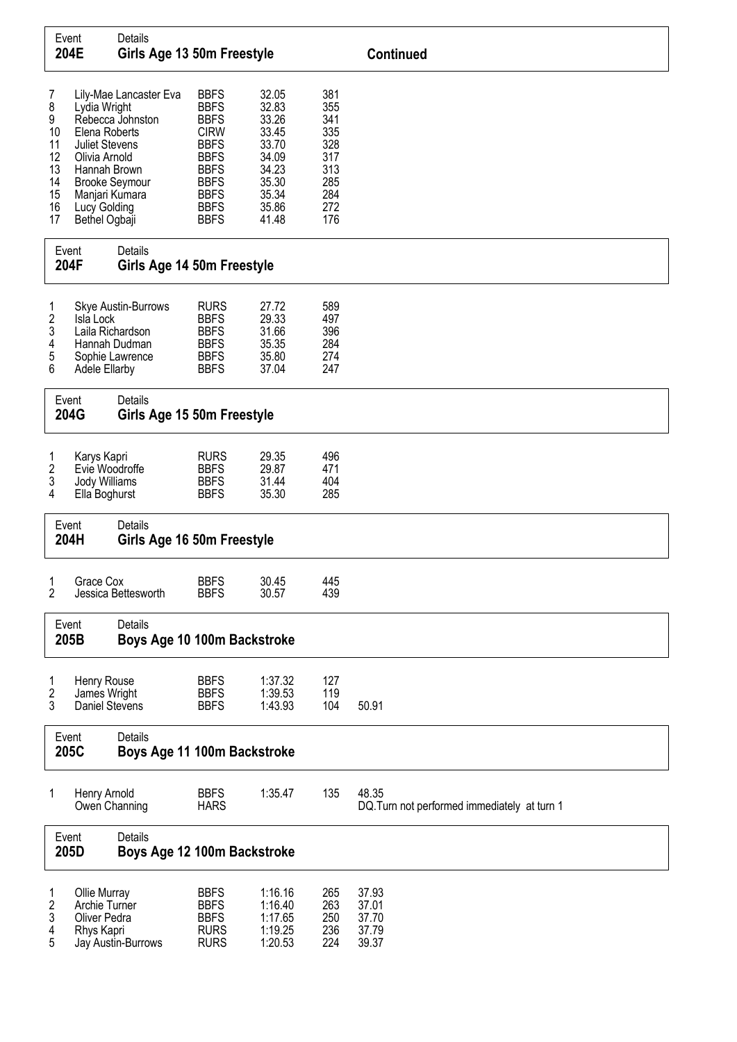## Event 204E Girls Age 13 50m Freestyle — Continued

| Place | Name | Club | Time | Points | |
|---|---|---|---|---|---|
| 7 | Lily-Mae Lancaster Eva | BBFS | 32.05 | 381 | |
| 8 | Lydia Wright | BBFS | 32.83 | 355 | |
| 9 | Rebecca Johnston | BBFS | 33.26 | 341 | |
| 10 | Elena Roberts | CIRW | 33.45 | 335 | |
| 11 | Juliet Stevens | BBFS | 33.70 | 328 | |
| 12 | Olivia Arnold | BBFS | 34.09 | 317 | |
| 13 | Hannah Brown | BBFS | 34.23 | 313 | |
| 14 | Brooke Seymour | BBFS | 35.30 | 285 | |
| 15 | Manjari Kumara | BBFS | 35.34 | 284 | |
| 16 | Lucy Golding | BBFS | 35.86 | 272 | |
| 17 | Bethel Ogbaji | BBFS | 41.48 | 176 | |

## Event 204F Girls Age 14 50m Freestyle

| Place | Name | Club | Time | Points | |
|---|---|---|---|---|---|
| 1 | Skye Austin-Burrows | RURS | 27.72 | 589 | |
| 2 | Isla Lock | BBFS | 29.33 | 497 | |
| 3 | Laila Richardson | BBFS | 31.66 | 396 | |
| 4 | Hannah Dudman | BBFS | 35.35 | 284 | |
| 5 | Sophie Lawrence | BBFS | 35.80 | 274 | |
| 6 | Adele Ellarby | BBFS | 37.04 | 247 | |

## Event 204G Girls Age 15 50m Freestyle

| Place | Name | Club | Time | Points | |
|---|---|---|---|---|---|
| 1 | Karys Kapri | RURS | 29.35 | 496 | |
| 2 | Evie Woodroffe | BBFS | 29.87 | 471 | |
| 3 | Jody Williams | BBFS | 31.44 | 404 | |
| 4 | Ella Boghurst | BBFS | 35.30 | 285 | |

## Event 204H Girls Age 16 50m Freestyle

| Place | Name | Club | Time | Points | |
|---|---|---|---|---|---|
| 1 | Grace Cox | BBFS | 30.45 | 445 | |
| 2 | Jessica Bettesworth | BBFS | 30.57 | 439 | |

## Event 205B Boys Age 10 100m Backstroke

| Place | Name | Club | Time | Points | |
|---|---|---|---|---|---|
| 1 | Henry Rouse | BBFS | 1:37.32 | 127 | |
| 2 | James Wright | BBFS | 1:39.53 | 119 | |
| 3 | Daniel Stevens | BBFS | 1:43.93 | 104 | 50.91 |

## Event 205C Boys Age 11 100m Backstroke

| Place | Name | Club | Time | Points | |
|---|---|---|---|---|---|
| 1 | Henry Arnold | BBFS | 1:35.47 | 135 | 48.35 |
| | Owen Channing | HARS | | | DQ.Turn not performed immediately at turn 1 |

## Event 205D Boys Age 12 100m Backstroke

| Place | Name | Club | Time | Points | |
|---|---|---|---|---|---|
| 1 | Ollie Murray | BBFS | 1:16.16 | 265 | 37.93 |
| 2 | Archie Turner | BBFS | 1:16.40 | 263 | 37.01 |
| 3 | Oliver Pedra | BBFS | 1:17.65 | 250 | 37.70 |
| 4 | Rhys Kapri | RURS | 1:19.25 | 236 | 37.79 |
| 5 | Jay Austin-Burrows | RURS | 1:20.53 | 224 | 39.37 |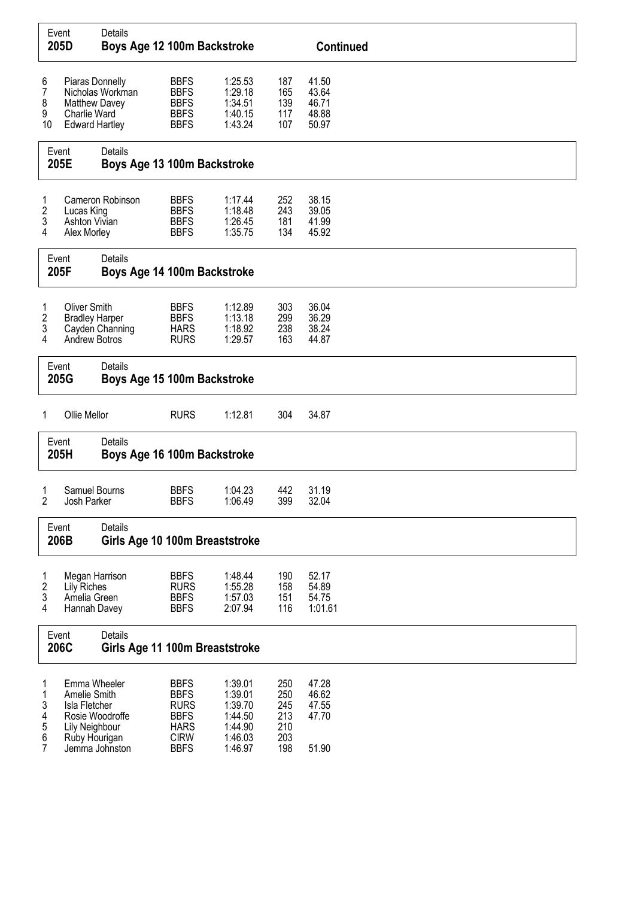## Event 205D Boys Age 12 100m Backstroke (Continued)

| Place | Name | Club | Time | Points | Split |
|---|---|---|---|---|---|
| 6 | Piaras Donnelly | BBFS | 1:25.53 | 187 | 41.50 |
| 7 | Nicholas Workman | BBFS | 1:29.18 | 165 | 43.64 |
| 8 | Matthew Davey | BBFS | 1:34.51 | 139 | 46.71 |
| 9 | Charlie Ward | BBFS | 1:40.15 | 117 | 48.88 |
| 10 | Edward Hartley | BBFS | 1:43.24 | 107 | 50.97 |

## Event 205E Boys Age 13 100m Backstroke

| Place | Name | Club | Time | Points | Split |
|---|---|---|---|---|---|
| 1 | Cameron Robinson | BBFS | 1:17.44 | 252 | 38.15 |
| 2 | Lucas King | BBFS | 1:18.48 | 243 | 39.05 |
| 3 | Ashton Vivian | BBFS | 1:26.45 | 181 | 41.99 |
| 4 | Alex Morley | BBFS | 1:35.75 | 134 | 45.92 |

## Event 205F Boys Age 14 100m Backstroke

| Place | Name | Club | Time | Points | Split |
|---|---|---|---|---|---|
| 1 | Oliver Smith | BBFS | 1:12.89 | 303 | 36.04 |
| 2 | Bradley Harper | BBFS | 1:13.18 | 299 | 36.29 |
| 3 | Cayden Channing | HARS | 1:18.92 | 238 | 38.24 |
| 4 | Andrew Botros | RURS | 1:29.57 | 163 | 44.87 |

## Event 205G Boys Age 15 100m Backstroke

| Place | Name | Club | Time | Points | Split |
|---|---|---|---|---|---|
| 1 | Ollie Mellor | RURS | 1:12.81 | 304 | 34.87 |

## Event 205H Boys Age 16 100m Backstroke

| Place | Name | Club | Time | Points | Split |
|---|---|---|---|---|---|
| 1 | Samuel Bourns | BBFS | 1:04.23 | 442 | 31.19 |
| 2 | Josh Parker | BBFS | 1:06.49 | 399 | 32.04 |

## Event 206B Girls Age 10 100m Breaststroke

| Place | Name | Club | Time | Points | Split |
|---|---|---|---|---|---|
| 1 | Megan Harrison | BBFS | 1:48.44 | 190 | 52.17 |
| 2 | Lily Riches | RURS | 1:55.28 | 158 | 54.89 |
| 3 | Amelia Green | BBFS | 1:57.03 | 151 | 54.75 |
| 4 | Hannah Davey | BBFS | 2:07.94 | 116 | 1:01.61 |

## Event 206C Girls Age 11 100m Breaststroke

| Place | Name | Club | Time | Points | Split |
|---|---|---|---|---|---|
| 1 | Emma Wheeler | BBFS | 1:39.01 | 250 | 47.28 |
| 1 | Amelie Smith | BBFS | 1:39.01 | 250 | 46.62 |
| 3 | Isla Fletcher | RURS | 1:39.70 | 245 | 47.55 |
| 4 | Rosie Woodroffe | BBFS | 1:44.50 | 213 | 47.70 |
| 5 | Lily Neighbour | HARS | 1:44.90 | 210 | |
| 6 | Ruby Hourigan | CIRW | 1:46.03 | 203 | |
| 7 | Jemma Johnston | BBFS | 1:46.97 | 198 | 51.90 |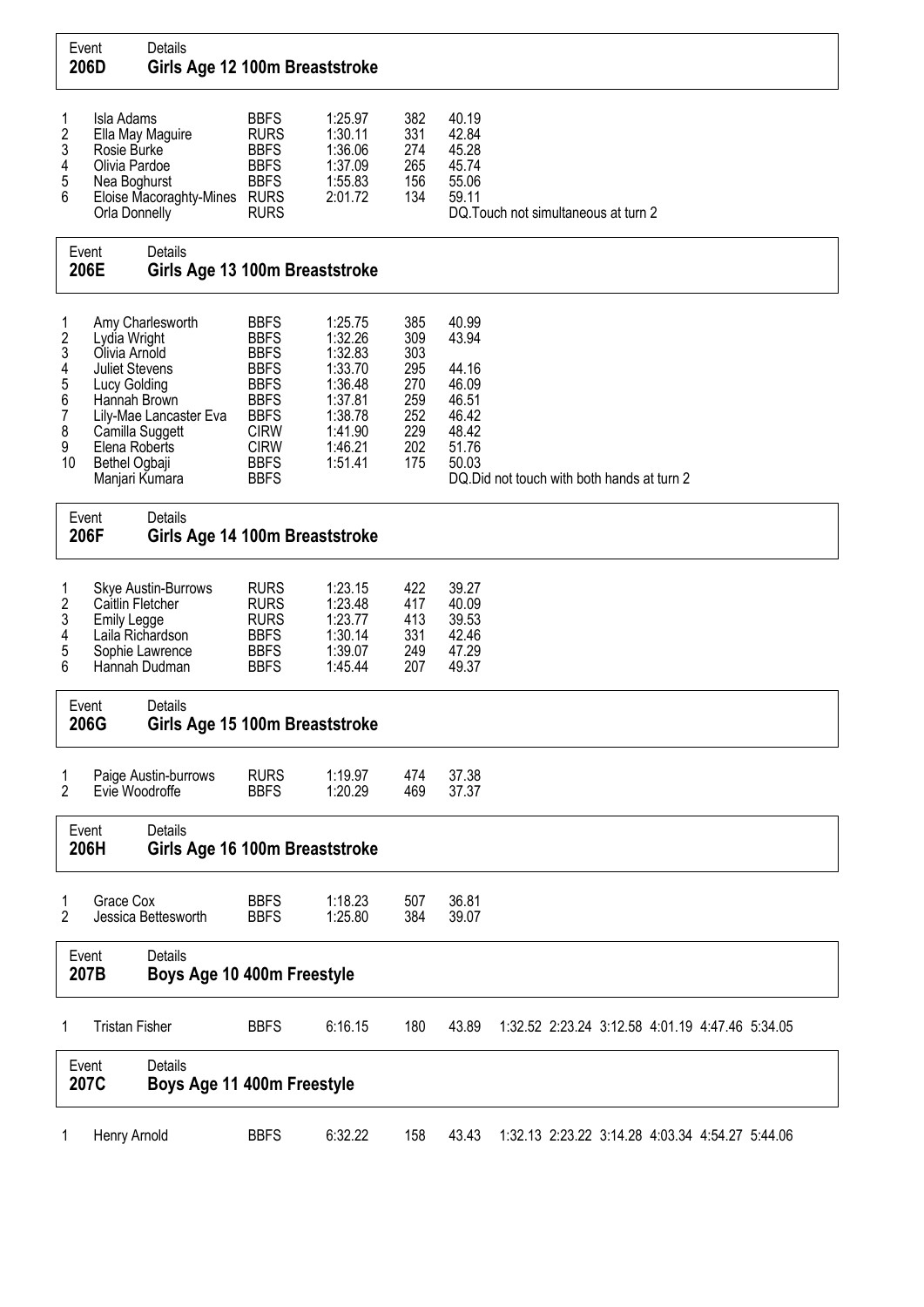## Event 206D Girls Age 12 100m Breaststroke

| Place | Name | Club | Time | Points | 50m | Notes |
|---|---|---|---|---|---|---|
| 1 | Isla Adams | BBFS | 1:25.97 | 382 | 40.19 | |
| 2 | Ella May Maguire | RURS | 1:30.11 | 331 | 42.84 | |
| 3 | Rosie Burke | BBFS | 1:36.06 | 274 | 45.28 | |
| 4 | Olivia Pardoe | BBFS | 1:37.09 | 265 | 45.74 | |
| 5 | Nea Boghurst | BBFS | 1:55.83 | 156 | 55.06 | |
| 6 | Eloise Macoraghty-Mines | RURS | 2:01.72 | 134 | 59.11 | |
| | Orla Donnelly | RURS | | | | DQ.Touch not simultaneous at turn 2 |

## Event 206E Girls Age 13 100m Breaststroke

| Place | Name | Club | Time | Points | 50m | Notes |
|---|---|---|---|---|---|---|
| 1 | Amy Charlesworth | BBFS | 1:25.75 | 385 | 40.99 | |
| 2 | Lydia Wright | BBFS | 1:32.26 | 309 | 43.94 | |
| 3 | Olivia Arnold | BBFS | 1:32.83 | 303 | | |
| 4 | Juliet Stevens | BBFS | 1:33.70 | 295 | 44.16 | |
| 5 | Lucy Golding | BBFS | 1:36.48 | 270 | 46.09 | |
| 6 | Hannah Brown | BBFS | 1:37.81 | 259 | 46.51 | |
| 7 | Lily-Mae Lancaster Eva | BBFS | 1:38.78 | 252 | 46.42 | |
| 8 | Camilla Suggett | CIRW | 1:41.90 | 229 | 48.42 | |
| 9 | Elena Roberts | CIRW | 1:46.21 | 202 | 51.76 | |
| 10 | Bethel Ogbaji | BBFS | 1:51.41 | 175 | 50.03 | |
| | Manjari Kumara | BBFS | | | | DQ.Did not touch with both hands at turn 2 |

## Event 206F Girls Age 14 100m Breaststroke

| Place | Name | Club | Time | Points | 50m |
|---|---|---|---|---|---|
| 1 | Skye Austin-Burrows | RURS | 1:23.15 | 422 | 39.27 |
| 2 | Caitlin Fletcher | RURS | 1:23.48 | 417 | 40.09 |
| 3 | Emily Legge | RURS | 1:23.77 | 413 | 39.53 |
| 4 | Laila Richardson | BBFS | 1:30.14 | 331 | 42.46 |
| 5 | Sophie Lawrence | BBFS | 1:39.07 | 249 | 47.29 |
| 6 | Hannah Dudman | BBFS | 1:45.44 | 207 | 49.37 |

## Event 206G Girls Age 15 100m Breaststroke

| Place | Name | Club | Time | Points | 50m |
|---|---|---|---|---|---|
| 1 | Paige Austin-burrows | RURS | 1:19.97 | 474 | 37.38 |
| 2 | Evie Woodroffe | BBFS | 1:20.29 | 469 | 37.37 |

## Event 206H Girls Age 16 100m Breaststroke

| Place | Name | Club | Time | Points | 50m |
|---|---|---|---|---|---|
| 1 | Grace Cox | BBFS | 1:18.23 | 507 | 36.81 |
| 2 | Jessica Bettesworth | BBFS | 1:25.80 | 384 | 39.07 |

## Event 207B Boys Age 10 400m Freestyle

| Place | Name | Club | Time | Points | 50m | Splits |
|---|---|---|---|---|---|---|
| 1 | Tristan Fisher | BBFS | 6:16.15 | 180 | 43.89 | 1:32.52 2:23.24 3:12.58 4:01.19 4:47.46 5:34.05 |

## Event 207C Boys Age 11 400m Freestyle

| Place | Name | Club | Time | Points | 50m | Splits |
|---|---|---|---|---|---|---|
| 1 | Henry Arnold | BBFS | 6:32.22 | 158 | 43.43 | 1:32.13 2:23.22 3:14.28 4:03.34 4:54.27 5:44.06 |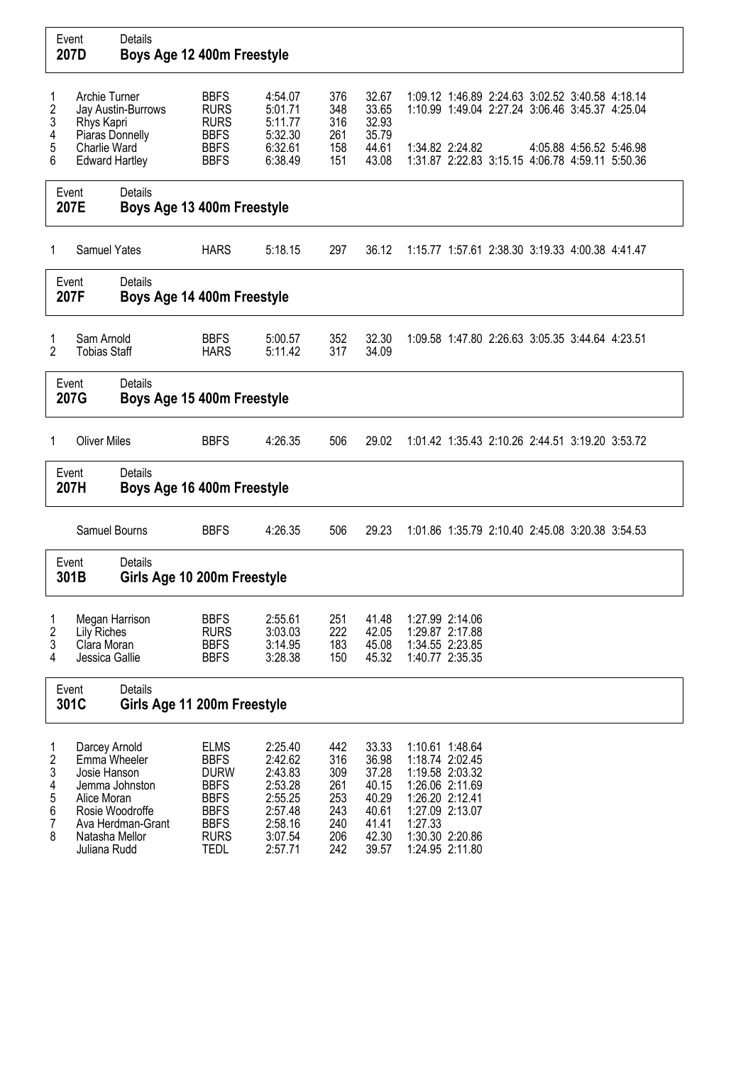## Event 207D Boys Age 12 400m Freestyle

| Place | Name | Club | Time | Points | 50m | 100m | 150m | 200m | 250m | 300m | 350m | 400m |
|---|---|---|---|---|---|---|---|---|---|---|---|---|
| 1 | Archie Turner | BBFS | 4:54.07 | 376 | 32.67 | 1:09.12 | 1:46.89 | 2:24.63 | 3:02.52 | 3:40.58 | 4:18.14 | |
| 2 | Jay Austin-Burrows | RURS | 5:01.71 | 348 | 33.65 | 1:10.99 | 1:49.04 | 2:27.24 | 3:06.46 | 3:45.37 | 4:25.04 | |
| 3 | Rhys Kapri | RURS | 5:11.77 | 316 | 32.93 | | | | | | | |
| 4 | Piaras Donnelly | BBFS | 5:32.30 | 261 | 35.79 | | | | | | | |
| 5 | Charlie Ward | BBFS | 6:32.61 | 158 | 44.61 | 1:34.82 | 2:24.82 | | | 4:05.88 | 4:56.52 | 5:46.98 |
| 6 | Edward Hartley | BBFS | 6:38.49 | 151 | 43.08 | 1:31.87 | 2:22.83 | 3:15.15 | 4:06.78 | 4:59.11 | 5:50.36 | |

## Event 207E Boys Age 13 400m Freestyle

| Place | Name | Club | Time | Points | 50m | 100m | 150m | 200m | 250m | 300m | 350m |
|---|---|---|---|---|---|---|---|---|---|---|---|
| 1 | Samuel Yates | HARS | 5:18.15 | 297 | 36.12 | 1:15.77 | 1:57.61 | 2:38.30 | 3:19.33 | 4:00.38 | 4:41.47 |

## Event 207F Boys Age 14 400m Freestyle

| Place | Name | Club | Time | Points | 50m | 100m | 150m | 200m | 250m | 300m | 350m |
|---|---|---|---|---|---|---|---|---|---|---|---|
| 1 | Sam Arnold | BBFS | 5:00.57 | 352 | 32.30 | 1:09.58 | 1:47.80 | 2:26.63 | 3:05.35 | 3:44.64 | 4:23.51 |
| 2 | Tobias Staff | HARS | 5:11.42 | 317 | 34.09 | | | | | | |

## Event 207G Boys Age 15 400m Freestyle

| Place | Name | Club | Time | Points | 50m | 100m | 150m | 200m | 250m | 300m | 350m |
|---|---|---|---|---|---|---|---|---|---|---|---|
| 1 | Oliver Miles | BBFS | 4:26.35 | 506 | 29.02 | 1:01.42 | 1:35.43 | 2:10.26 | 2:44.51 | 3:19.20 | 3:53.72 |

## Event 207H Boys Age 16 400m Freestyle

| Place | Name | Club | Time | Points | 50m | 100m | 150m | 200m | 250m | 300m | 350m |
|---|---|---|---|---|---|---|---|---|---|---|---|
| | Samuel Bourns | BBFS | 4:26.35 | 506 | 29.23 | 1:01.86 | 1:35.79 | 2:10.40 | 2:45.08 | 3:20.38 | 3:54.53 |

## Event 301B Girls Age 10 200m Freestyle

| Place | Name | Club | Time | Points | 50m | 100m | 150m |
|---|---|---|---|---|---|---|---|
| 1 | Megan Harrison | BBFS | 2:55.61 | 251 | 41.48 | 1:27.99 | 2:14.06 |
| 2 | Lily Riches | RURS | 3:03.03 | 222 | 42.05 | 1:29.87 | 2:17.88 |
| 3 | Clara Moran | BBFS | 3:14.95 | 183 | 45.08 | 1:34.55 | 2:23.85 |
| 4 | Jessica Gallie | BBFS | 3:28.38 | 150 | 45.32 | 1:40.77 | 2:35.35 |

## Event 301C Girls Age 11 200m Freestyle

| Place | Name | Club | Time | Points | 50m | 100m | 150m |
|---|---|---|---|---|---|---|---|
| 1 | Darcey Arnold | ELMS | 2:25.40 | 442 | 33.33 | 1:10.61 | 1:48.64 |
| 2 | Emma Wheeler | BBFS | 2:42.62 | 316 | 36.98 | 1:18.74 | 2:02.45 |
| 3 | Josie Hanson | DURW | 2:43.83 | 309 | 37.28 | 1:19.58 | 2:03.32 |
| 4 | Jemma Johnston | BBFS | 2:53.28 | 261 | 40.15 | 1:26.06 | 2:11.69 |
| 5 | Alice Moran | BBFS | 2:55.25 | 253 | 40.29 | 1:26.20 | 2:12.41 |
| 6 | Rosie Woodroffe | BBFS | 2:57.48 | 243 | 40.61 | 1:27.09 | 2:13.07 |
| 7 | Ava Herdman-Grant | BBFS | 2:58.16 | 240 | 41.41 | 1:27.33 | |
| 8 | Natasha Mellor | RURS | 3:07.54 | 206 | 42.30 | 1:30.30 | 2:20.86 |
| | Juliana Rudd | TEDL | 2:57.71 | 242 | 39.57 | 1:24.95 | 2:11.80 |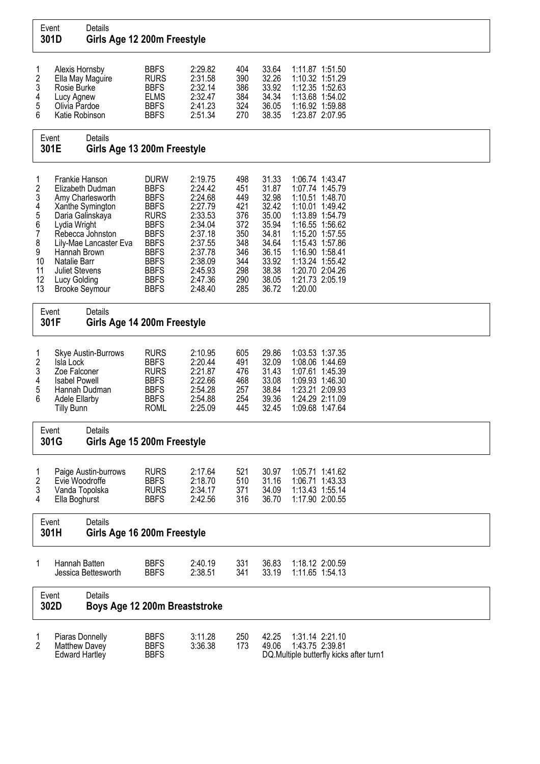## Event 301D Girls Age 12 200m Freestyle

| Place | Name | Club | Time | Points | 50m | 100m | 150m |
|---|---|---|---|---|---|---|---|
| 1 | Alexis Hornsby | BBFS | 2:29.82 | 404 | 33.64 | 1:11.87 | 1:51.50 |
| 2 | Ella May Maguire | RURS | 2:31.58 | 390 | 32.26 | 1:10.32 | 1:51.29 |
| 3 | Rosie Burke | BBFS | 2:32.14 | 386 | 33.92 | 1:12.35 | 1:52.63 |
| 4 | Lucy Agnew | ELMS | 2:32.47 | 384 | 34.34 | 1:13.68 | 1:54.02 |
| 5 | Olivia Pardoe | BBFS | 2:41.23 | 324 | 36.05 | 1:16.92 | 1:59.88 |
| 6 | Katie Robinson | BBFS | 2:51.34 | 270 | 38.35 | 1:23.87 | 2:07.95 |

## Event 301E Girls Age 13 200m Freestyle

| Place | Name | Club | Time | Points | 50m | 100m | 150m |
|---|---|---|---|---|---|---|---|
| 1 | Frankie Hanson | DURW | 2:19.75 | 498 | 31.33 | 1:06.74 | 1:43.47 |
| 2 | Elizabeth Dudman | BBFS | 2:24.42 | 451 | 31.87 | 1:07.74 | 1:45.79 |
| 3 | Amy Charlesworth | BBFS | 2:24.68 | 449 | 32.98 | 1:10.51 | 1:48.70 |
| 4 | Xanthe Symington | BBFS | 2:27.79 | 421 | 32.42 | 1:10.01 | 1:49.42 |
| 5 | Daria Galinskaya | RURS | 2:33.53 | 376 | 35.00 | 1:13.89 | 1:54.79 |
| 6 | Lydia Wright | BBFS | 2:34.04 | 372 | 35.94 | 1:16.55 | 1:56.62 |
| 7 | Rebecca Johnston | BBFS | 2:37.18 | 350 | 34.81 | 1:15.20 | 1:57.55 |
| 8 | Lily-Mae Lancaster Eva | BBFS | 2:37.55 | 348 | 34.64 | 1:15.43 | 1:57.86 |
| 9 | Hannah Brown | BBFS | 2:37.78 | 346 | 36.15 | 1:16.90 | 1:58.41 |
| 10 | Natalie Barr | BBFS | 2:38.09 | 344 | 33.92 | 1:13.24 | 1:55.42 |
| 11 | Juliet Stevens | BBFS | 2:45.93 | 298 | 38.38 | 1:20.70 | 2:04.26 |
| 12 | Lucy Golding | BBFS | 2:47.36 | 290 | 38.05 | 1:21.73 | 2:05.19 |
| 13 | Brooke Seymour | BBFS | 2:48.40 | 285 | 36.72 | 1:20.00 | |

## Event 301F Girls Age 14 200m Freestyle

| Place | Name | Club | Time | Points | 50m | 100m | 150m |
|---|---|---|---|---|---|---|---|
| 1 | Skye Austin-Burrows | RURS | 2:10.95 | 605 | 29.86 | 1:03.53 | 1:37.35 |
| 2 | Isla Lock | BBFS | 2:20.44 | 491 | 32.09 | 1:08.06 | 1:44.69 |
| 3 | Zoe Falconer | RURS | 2:21.87 | 476 | 31.43 | 1:07.61 | 1:45.39 |
| 4 | Isabel Powell | BBFS | 2:22.66 | 468 | 33.08 | 1:09.93 | 1:46.30 |
| 5 | Hannah Dudman | BBFS | 2:54.28 | 257 | 38.84 | 1:23.21 | 2:09.93 |
| 6 | Adele Ellarby | BBFS | 2:54.88 | 254 | 39.36 | 1:24.29 | 2:11.09 |
| | Tilly Bunn | ROML | 2:25.09 | 445 | 32.45 | 1:09.68 | 1:47.64 |

## Event 301G Girls Age 15 200m Freestyle

| Place | Name | Club | Time | Points | 50m | 100m | 150m |
|---|---|---|---|---|---|---|---|
| 1 | Paige Austin-burrows | RURS | 2:17.64 | 521 | 30.97 | 1:05.71 | 1:41.62 |
| 2 | Evie Woodroffe | BBFS | 2:18.70 | 510 | 31.16 | 1:06.71 | 1:43.33 |
| 3 | Vanda Topolska | RURS | 2:34.17 | 371 | 34.09 | 1:13.43 | 1:55.14 |
| 4 | Ella Boghurst | BBFS | 2:42.56 | 316 | 36.70 | 1:17.90 | 2:00.55 |

## Event 301H Girls Age 16 200m Freestyle

| Place | Name | Club | Time | Points | 50m | 100m | 150m |
|---|---|---|---|---|---|---|---|
| 1 | Hannah Batten | BBFS | 2:40.19 | 331 | 36.83 | 1:18.12 | 2:00.59 |
| | Jessica Bettesworth | BBFS | 2:38.51 | 341 | 33.19 | 1:11.65 | 1:54.13 |

## Event 302D Boys Age 12 200m Breaststroke

| Place | Name | Club | Time | Points | 50m | 100m | 150m |
|---|---|---|---|---|---|---|---|
| 1 | Piaras Donnelly | BBFS | 3:11.28 | 250 | 42.25 | 1:31.14 | 2:21.10 |
| 2 | Matthew Davey | BBFS | 3:36.38 | 173 | 49.06 | 1:43.75 | 2:39.81 |
| | Edward Hartley | BBFS | | | DQ.Multiple butterfly kicks after turn1 | | |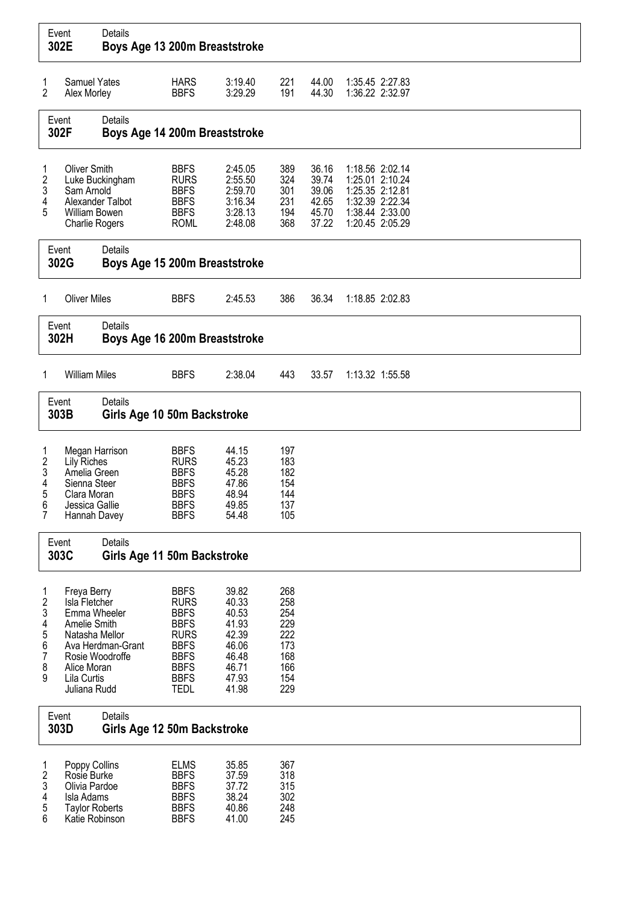## Event 302E — Boys Age 13 200m Breaststroke

| Place | Name | Club | Time | Points | 50m | 100m | 150m |
|---|---|---|---|---|---|---|---|
| 1 | Samuel Yates | HARS | 3:19.40 | 221 | 44.00 | 1:35.45 | 2:27.83 |
| 2 | Alex Morley | BBFS | 3:29.29 | 191 | 44.30 | 1:36.22 | 2:32.97 |

## Event 302F — Boys Age 14 200m Breaststroke

| Place | Name | Club | Time | Points | 50m | 100m | 150m |
|---|---|---|---|---|---|---|---|
| 1 | Oliver Smith | BBFS | 2:45.05 | 389 | 36.16 | 1:18.56 | 2:02.14 |
| 2 | Luke Buckingham | RURS | 2:55.50 | 324 | 39.74 | 1:25.01 | 2:10.24 |
| 3 | Sam Arnold | BBFS | 2:59.70 | 301 | 39.06 | 1:25.35 | 2:12.81 |
| 4 | Alexander Talbot | BBFS | 3:16.34 | 231 | 42.65 | 1:32.39 | 2:22.34 |
| 5 | William Bowen | BBFS | 3:28.13 | 194 | 45.70 | 1:38.44 | 2:33.00 |
| | Charlie Rogers | ROML | 2:48.08 | 368 | 37.22 | 1:20.45 | 2:05.29 |

## Event 302G — Boys Age 15 200m Breaststroke

| Place | Name | Club | Time | Points | 50m | 100m | 150m |
|---|---|---|---|---|---|---|---|
| 1 | Oliver Miles | BBFS | 2:45.53 | 386 | 36.34 | 1:18.85 | 2:02.83 |

## Event 302H — Boys Age 16 200m Breaststroke

| Place | Name | Club | Time | Points | 50m | 100m | 150m |
|---|---|---|---|---|---|---|---|
| 1 | William Miles | BBFS | 2:38.04 | 443 | 33.57 | 1:13.32 | 1:55.58 |

## Event 303B — Girls Age 10 50m Backstroke

| Place | Name | Club | Time | Points |
|---|---|---|---|---|
| 1 | Megan Harrison | BBFS | 44.15 | 197 |
| 2 | Lily Riches | RURS | 45.23 | 183 |
| 3 | Amelia Green | BBFS | 45.28 | 182 |
| 4 | Sienna Steer | BBFS | 47.86 | 154 |
| 5 | Clara Moran | BBFS | 48.94 | 144 |
| 6 | Jessica Gallie | BBFS | 49.85 | 137 |
| 7 | Hannah Davey | BBFS | 54.48 | 105 |

## Event 303C — Girls Age 11 50m Backstroke

| Place | Name | Club | Time | Points |
|---|---|---|---|---|
| 1 | Freya Berry | BBFS | 39.82 | 268 |
| 2 | Isla Fletcher | RURS | 40.33 | 258 |
| 3 | Emma Wheeler | BBFS | 40.53 | 254 |
| 4 | Amelie Smith | BBFS | 41.93 | 229 |
| 5 | Natasha Mellor | RURS | 42.39 | 222 |
| 6 | Ava Herdman-Grant | BBFS | 46.06 | 173 |
| 7 | Rosie Woodroffe | BBFS | 46.48 | 168 |
| 8 | Alice Moran | BBFS | 46.71 | 166 |
| 9 | Lila Curtis | BBFS | 47.93 | 154 |
| | Juliana Rudd | TEDL | 41.98 | 229 |

## Event 303D — Girls Age 12 50m Backstroke

| Place | Name | Club | Time | Points |
|---|---|---|---|---|
| 1 | Poppy Collins | ELMS | 35.85 | 367 |
| 2 | Rosie Burke | BBFS | 37.59 | 318 |
| 3 | Olivia Pardoe | BBFS | 37.72 | 315 |
| 4 | Isla Adams | BBFS | 38.24 | 302 |
| 5 | Taylor Roberts | BBFS | 40.86 | 248 |
| 6 | Katie Robinson | BBFS | 41.00 | 245 |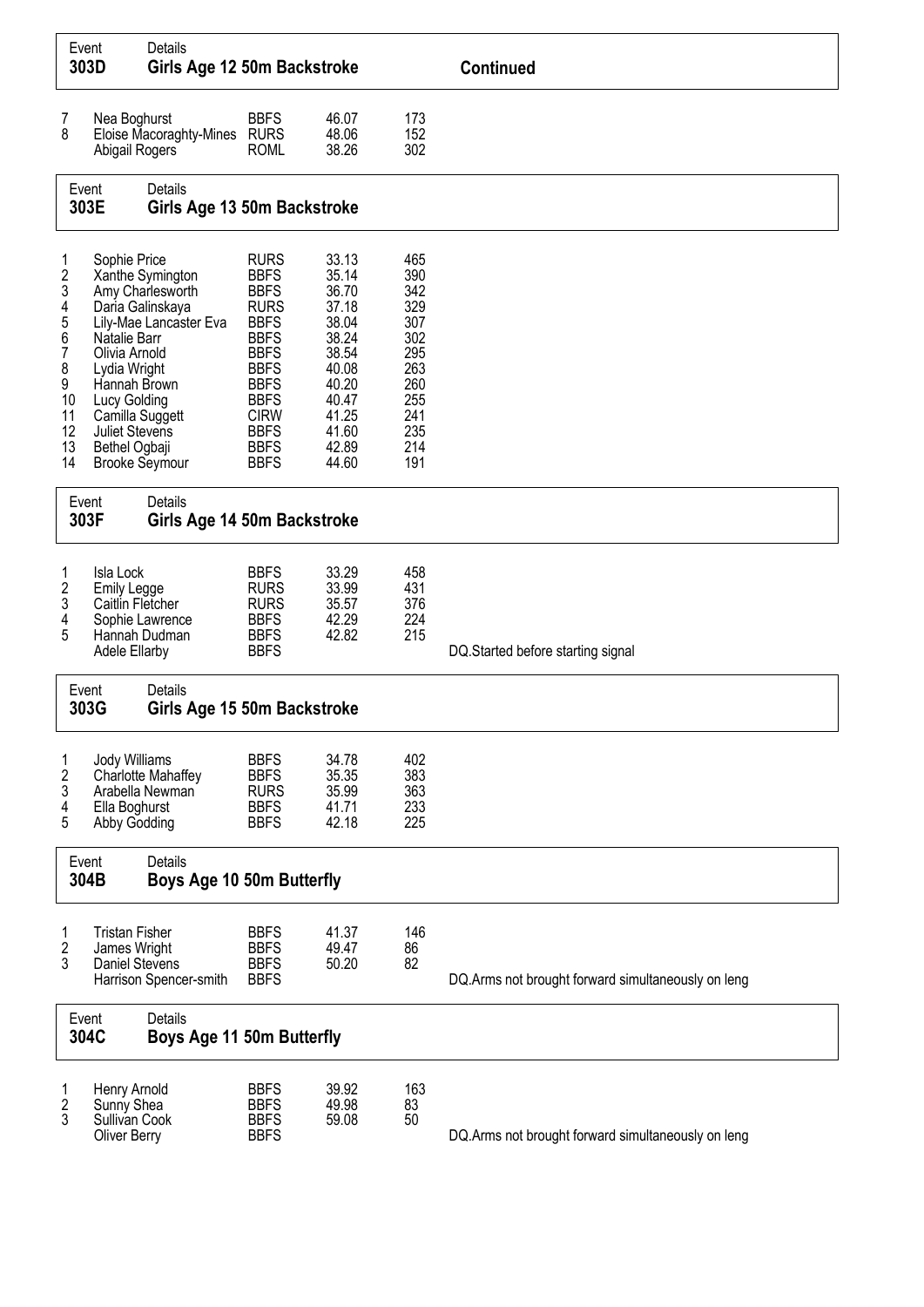## Event 303D Girls Age 12 50m Backstroke — Continued

| Place | Name | Club | Time | Points | Notes |
|---|---|---|---|---|---|
| 7 | Nea Boghurst | BBFS | 46.07 | 173 | |
| 8 | Eloise Macoraghty-Mines | RURS | 48.06 | 152 | |
| | Abigail Rogers | ROML | 38.26 | 302 | |

## Event 303E Girls Age 13 50m Backstroke

| Place | Name | Club | Time | Points | Notes |
|---|---|---|---|---|---|
| 1 | Sophie Price | RURS | 33.13 | 465 | |
| 2 | Xanthe Symington | BBFS | 35.14 | 390 | |
| 3 | Amy Charlesworth | BBFS | 36.70 | 342 | |
| 4 | Daria Galinskaya | RURS | 37.18 | 329 | |
| 5 | Lily-Mae Lancaster Eva | BBFS | 38.04 | 307 | |
| 6 | Natalie Barr | BBFS | 38.24 | 302 | |
| 7 | Olivia Arnold | BBFS | 38.54 | 295 | |
| 8 | Lydia Wright | BBFS | 40.08 | 263 | |
| 9 | Hannah Brown | BBFS | 40.20 | 260 | |
| 10 | Lucy Golding | BBFS | 40.47 | 255 | |
| 11 | Camilla Suggett | CIRW | 41.25 | 241 | |
| 12 | Juliet Stevens | BBFS | 41.60 | 235 | |
| 13 | Bethel Ogbaji | BBFS | 42.89 | 214 | |
| 14 | Brooke Seymour | BBFS | 44.60 | 191 | |

## Event 303F Girls Age 14 50m Backstroke

| Place | Name | Club | Time | Points | Notes |
|---|---|---|---|---|---|
| 1 | Isla Lock | BBFS | 33.29 | 458 | |
| 2 | Emily Legge | RURS | 33.99 | 431 | |
| 3 | Caitlin Fletcher | RURS | 35.57 | 376 | |
| 4 | Sophie Lawrence | BBFS | 42.29 | 224 | |
| 5 | Hannah Dudman | BBFS | 42.82 | 215 | |
| | Adele Ellarby | BBFS | | | DQ.Started before starting signal |

## Event 303G Girls Age 15 50m Backstroke

| Place | Name | Club | Time | Points | Notes |
|---|---|---|---|---|---|
| 1 | Jody Williams | BBFS | 34.78 | 402 | |
| 2 | Charlotte Mahaffey | BBFS | 35.35 | 383 | |
| 3 | Arabella Newman | RURS | 35.99 | 363 | |
| 4 | Ella Boghurst | BBFS | 41.71 | 233 | |
| 5 | Abby Godding | BBFS | 42.18 | 225 | |

## Event 304B Boys Age 10 50m Butterfly

| Place | Name | Club | Time | Points | Notes |
|---|---|---|---|---|---|
| 1 | Tristan Fisher | BBFS | 41.37 | 146 | |
| 2 | James Wright | BBFS | 49.47 | 86 | |
| 3 | Daniel Stevens | BBFS | 50.20 | 82 | |
| | Harrison Spencer-smith | BBFS | | | DQ.Arms not brought forward simultaneously on leng |

## Event 304C Boys Age 11 50m Butterfly

| Place | Name | Club | Time | Points | Notes |
|---|---|---|---|---|---|
| 1 | Henry Arnold | BBFS | 39.92 | 163 | |
| 2 | Sunny Shea | BBFS | 49.98 | 83 | |
| 3 | Sullivan Cook | BBFS | 59.08 | 50 | |
| | Oliver Berry | BBFS | | | DQ.Arms not brought forward simultaneously on leng |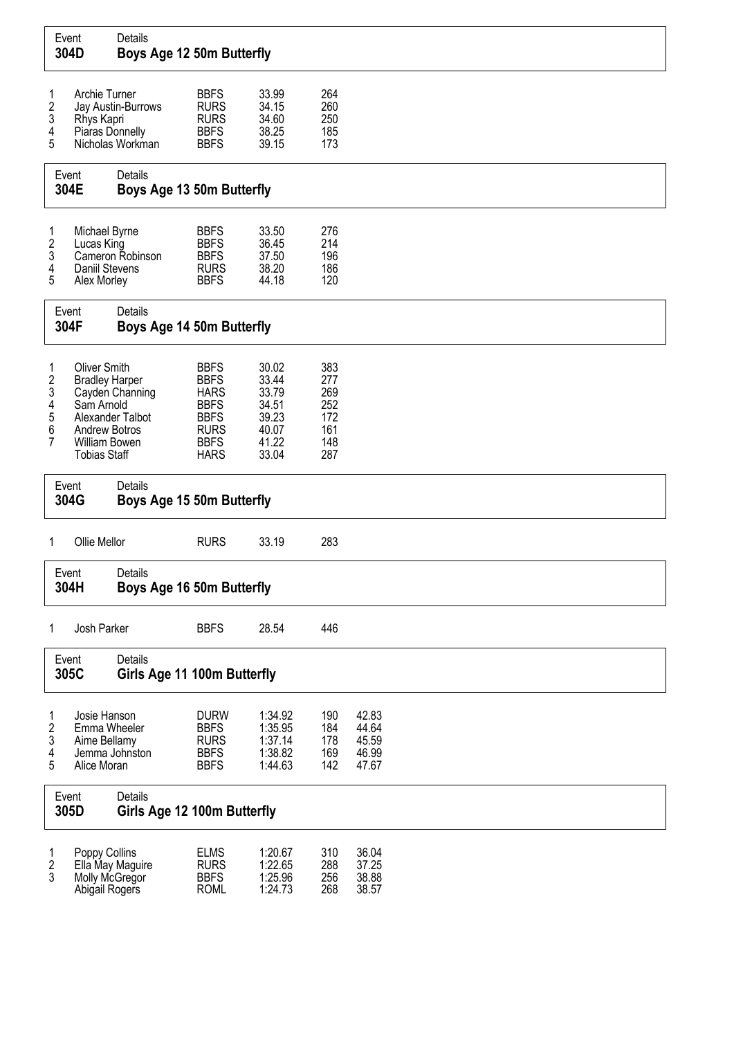## Event 304D — Boys Age 12 50m Butterfly

| Place | Name | Club | Time | Points |
|---|---|---|---|---|
| 1 | Archie Turner | BBFS | 33.99 | 264 |
| 2 | Jay Austin-Burrows | RURS | 34.15 | 260 |
| 3 | Rhys Kapri | RURS | 34.60 | 250 |
| 4 | Piaras Donnelly | BBFS | 38.25 | 185 |
| 5 | Nicholas Workman | BBFS | 39.15 | 173 |

## Event 304E — Boys Age 13 50m Butterfly

| Place | Name | Club | Time | Points |
|---|---|---|---|---|
| 1 | Michael Byrne | BBFS | 33.50 | 276 |
| 2 | Lucas King | BBFS | 36.45 | 214 |
| 3 | Cameron Robinson | BBFS | 37.50 | 196 |
| 4 | Daniil Stevens | RURS | 38.20 | 186 |
| 5 | Alex Morley | BBFS | 44.18 | 120 |

## Event 304F — Boys Age 14 50m Butterfly

| Place | Name | Club | Time | Points |
|---|---|---|---|---|
| 1 | Oliver Smith | BBFS | 30.02 | 383 |
| 2 | Bradley Harper | BBFS | 33.44 | 277 |
| 3 | Cayden Channing | HARS | 33.79 | 269 |
| 4 | Sam Arnold | BBFS | 34.51 | 252 |
| 5 | Alexander Talbot | BBFS | 39.23 | 172 |
| 6 | Andrew Botros | RURS | 40.07 | 161 |
| 7 | William Bowen | BBFS | 41.22 | 148 |
| | Tobias Staff | HARS | 33.04 | 287 |

## Event 304G — Boys Age 15 50m Butterfly

| Place | Name | Club | Time | Points |
|---|---|---|---|---|
| 1 | Ollie Mellor | RURS | 33.19 | 283 |

## Event 304H — Boys Age 16 50m Butterfly

| Place | Name | Club | Time | Points |
|---|---|---|---|---|
| 1 | Josh Parker | BBFS | 28.54 | 446 |

## Event 305C — Girls Age 11 100m Butterfly

| Place | Name | Club | Time | Points | Split |
|---|---|---|---|---|---|
| 1 | Josie Hanson | DURW | 1:34.92 | 190 | 42.83 |
| 2 | Emma Wheeler | BBFS | 1:35.95 | 184 | 44.64 |
| 3 | Aime Bellamy | RURS | 1:37.14 | 178 | 45.59 |
| 4 | Jemma Johnston | BBFS | 1:38.82 | 169 | 46.99 |
| 5 | Alice Moran | BBFS | 1:44.63 | 142 | 47.67 |

## Event 305D — Girls Age 12 100m Butterfly

| Place | Name | Club | Time | Points | Split |
|---|---|---|---|---|---|
| 1 | Poppy Collins | ELMS | 1:20.67 | 310 | 36.04 |
| 2 | Ella May Maguire | RURS | 1:22.65 | 288 | 37.25 |
| 3 | Molly McGregor | BBFS | 1:25.96 | 256 | 38.88 |
| | Abigail Rogers | ROML | 1:24.73 | 268 | 38.57 |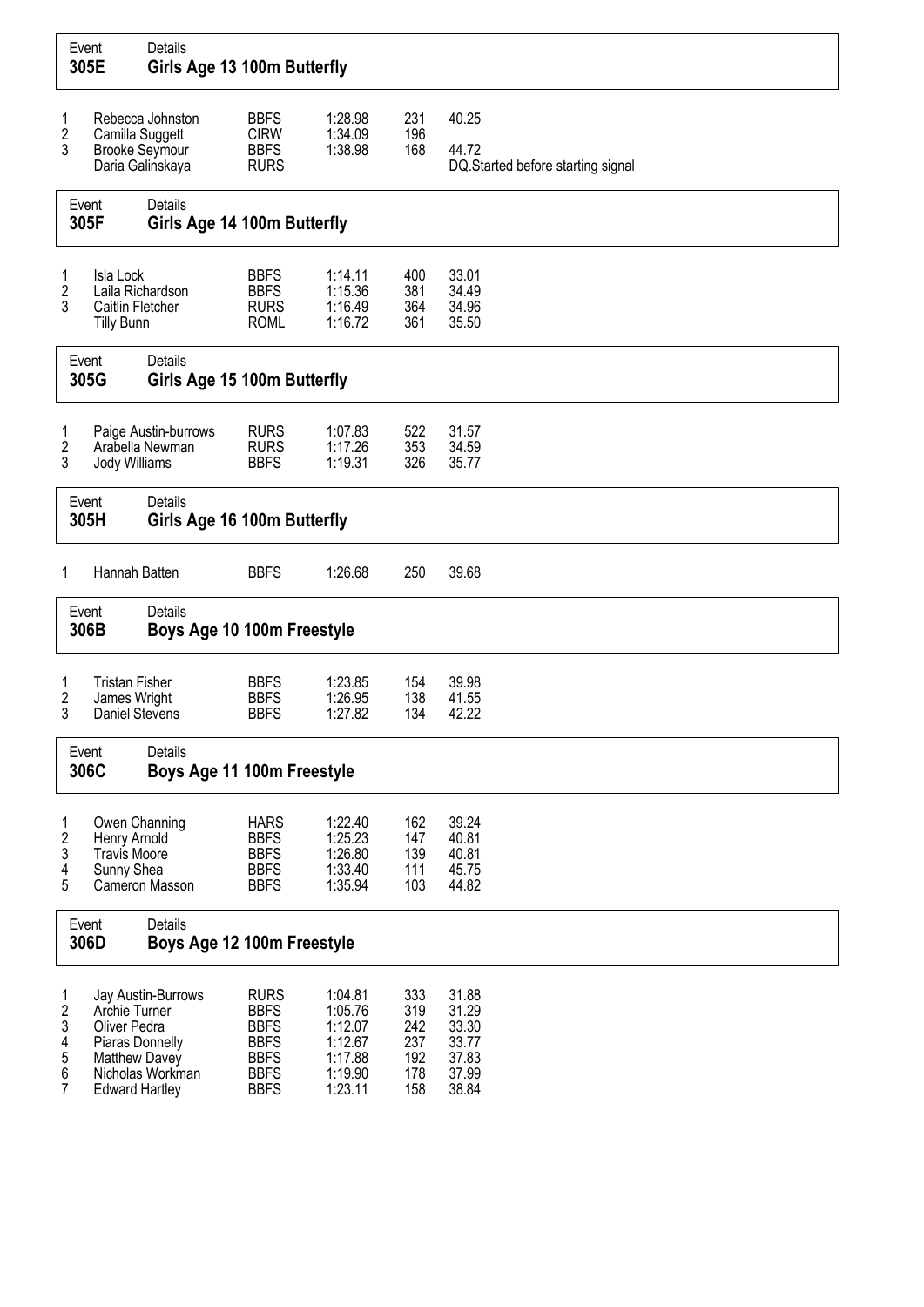## Event 305E — Girls Age 13 100m Butterfly

| Place | Name | Club | Time | Points | Split |
|---|---|---|---|---|---|
| 1 | Rebecca Johnston | BBFS | 1:28.98 | 231 | 40.25 |
| 2 | Camilla Suggett | CIRW | 1:34.09 | 196 | |
| 3 | Brooke Seymour | BBFS | 1:38.98 | 168 | 44.72 |
| | Daria Galinskaya | RURS | | | DQ.Started before starting signal |

## Event 305F — Girls Age 14 100m Butterfly

| Place | Name | Club | Time | Points | Split |
|---|---|---|---|---|---|
| 1 | Isla Lock | BBFS | 1:14.11 | 400 | 33.01 |
| 2 | Laila Richardson | BBFS | 1:15.36 | 381 | 34.49 |
| 3 | Caitlin Fletcher | RURS | 1:16.49 | 364 | 34.96 |
| | Tilly Bunn | ROML | 1:16.72 | 361 | 35.50 |

## Event 305G — Girls Age 15 100m Butterfly

| Place | Name | Club | Time | Points | Split |
|---|---|---|---|---|---|
| 1 | Paige Austin-burrows | RURS | 1:07.83 | 522 | 31.57 |
| 2 | Arabella Newman | RURS | 1:17.26 | 353 | 34.59 |
| 3 | Jody Williams | BBFS | 1:19.31 | 326 | 35.77 |

## Event 305H — Girls Age 16 100m Butterfly

| Place | Name | Club | Time | Points | Split |
|---|---|---|---|---|---|
| 1 | Hannah Batten | BBFS | 1:26.68 | 250 | 39.68 |

## Event 306B — Boys Age 10 100m Freestyle

| Place | Name | Club | Time | Points | Split |
|---|---|---|---|---|---|
| 1 | Tristan Fisher | BBFS | 1:23.85 | 154 | 39.98 |
| 2 | James Wright | BBFS | 1:26.95 | 138 | 41.55 |
| 3 | Daniel Stevens | BBFS | 1:27.82 | 134 | 42.22 |

## Event 306C — Boys Age 11 100m Freestyle

| Place | Name | Club | Time | Points | Split |
|---|---|---|---|---|---|
| 1 | Owen Channing | HARS | 1:22.40 | 162 | 39.24 |
| 2 | Henry Arnold | BBFS | 1:25.23 | 147 | 40.81 |
| 3 | Travis Moore | BBFS | 1:26.80 | 139 | 40.81 |
| 4 | Sunny Shea | BBFS | 1:33.40 | 111 | 45.75 |
| 5 | Cameron Masson | BBFS | 1:35.94 | 103 | 44.82 |

## Event 306D — Boys Age 12 100m Freestyle

| Place | Name | Club | Time | Points | Split |
|---|---|---|---|---|---|
| 1 | Jay Austin-Burrows | RURS | 1:04.81 | 333 | 31.88 |
| 2 | Archie Turner | BBFS | 1:05.76 | 319 | 31.29 |
| 3 | Oliver Pedra | BBFS | 1:12.07 | 242 | 33.30 |
| 4 | Piaras Donnelly | BBFS | 1:12.67 | 237 | 33.77 |
| 5 | Matthew Davey | BBFS | 1:17.88 | 192 | 37.83 |
| 6 | Nicholas Workman | BBFS | 1:19.90 | 178 | 37.99 |
| 7 | Edward Hartley | BBFS | 1:23.11 | 158 | 38.84 |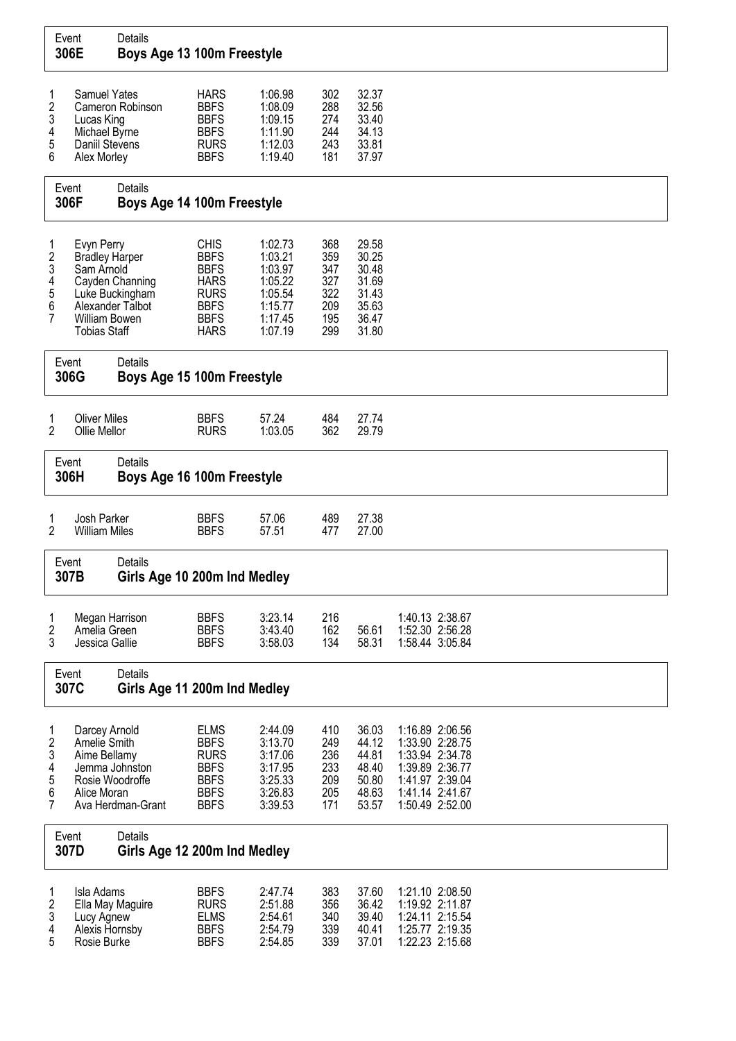## Event 306E Boys Age 13 100m Freestyle

| Place | Name | Club | Time | Points | 50m |
|---|---|---|---|---|---|
| 1 | Samuel Yates | HARS | 1:06.98 | 302 | 32.37 |
| 2 | Cameron Robinson | BBFS | 1:08.09 | 288 | 32.56 |
| 3 | Lucas King | BBFS | 1:09.15 | 274 | 33.40 |
| 4 | Michael Byrne | BBFS | 1:11.90 | 244 | 34.13 |
| 5 | Daniil Stevens | RURS | 1:12.03 | 243 | 33.81 |
| 6 | Alex Morley | BBFS | 1:19.40 | 181 | 37.97 |

## Event 306F Boys Age 14 100m Freestyle

| Place | Name | Club | Time | Points | 50m |
|---|---|---|---|---|---|
| 1 | Evyn Perry | CHIS | 1:02.73 | 368 | 29.58 |
| 2 | Bradley Harper | BBFS | 1:03.21 | 359 | 30.25 |
| 3 | Sam Arnold | BBFS | 1:03.97 | 347 | 30.48 |
| 4 | Cayden Channing | HARS | 1:05.22 | 327 | 31.69 |
| 5 | Luke Buckingham | RURS | 1:05.54 | 322 | 31.43 |
| 6 | Alexander Talbot | BBFS | 1:15.77 | 209 | 35.63 |
| 7 | William Bowen | BBFS | 1:17.45 | 195 | 36.47 |
| | Tobias Staff | HARS | 1:07.19 | 299 | 31.80 |

## Event 306G Boys Age 15 100m Freestyle

| Place | Name | Club | Time | Points | 50m |
|---|---|---|---|---|---|
| 1 | Oliver Miles | BBFS | 57.24 | 484 | 27.74 |
| 2 | Ollie Mellor | RURS | 1:03.05 | 362 | 29.79 |

## Event 306H Boys Age 16 100m Freestyle

| Place | Name | Club | Time | Points | 50m |
|---|---|---|---|---|---|
| 1 | Josh Parker | BBFS | 57.06 | 489 | 27.38 |
| 2 | William Miles | BBFS | 57.51 | 477 | 27.00 |

## Event 307B Girls Age 10 200m Ind Medley

| Place | Name | Club | Time | Points | 50m | 100m | 150m |
|---|---|---|---|---|---|---|---|
| 1 | Megan Harrison | BBFS | 3:23.14 | 216 | | 1:40.13 | 2:38.67 |
| 2 | Amelia Green | BBFS | 3:43.40 | 162 | 56.61 | 1:52.30 | 2:56.28 |
| 3 | Jessica Gallie | BBFS | 3:58.03 | 134 | 58.31 | 1:58.44 | 3:05.84 |

## Event 307C Girls Age 11 200m Ind Medley

| Place | Name | Club | Time | Points | 50m | 100m | 150m |
|---|---|---|---|---|---|---|---|
| 1 | Darcey Arnold | ELMS | 2:44.09 | 410 | 36.03 | 1:16.89 | 2:06.56 |
| 2 | Amelie Smith | BBFS | 3:13.70 | 249 | 44.12 | 1:33.90 | 2:28.75 |
| 3 | Aime Bellamy | RURS | 3:17.06 | 236 | 44.81 | 1:33.94 | 2:34.78 |
| 4 | Jemma Johnston | BBFS | 3:17.95 | 233 | 48.40 | 1:39.89 | 2:36.77 |
| 5 | Rosie Woodroffe | BBFS | 3:25.33 | 209 | 50.80 | 1:41.97 | 2:39.04 |
| 6 | Alice Moran | BBFS | 3:26.83 | 205 | 48.63 | 1:41.14 | 2:41.67 |
| 7 | Ava Herdman-Grant | BBFS | 3:39.53 | 171 | 53.57 | 1:50.49 | 2:52.00 |

## Event 307D Girls Age 12 200m Ind Medley

| Place | Name | Club | Time | Points | 50m | 100m | 150m |
|---|---|---|---|---|---|---|---|
| 1 | Isla Adams | BBFS | 2:47.74 | 383 | 37.60 | 1:21.10 | 2:08.50 |
| 2 | Ella May Maguire | RURS | 2:51.88 | 356 | 36.42 | 1:19.92 | 2:11.87 |
| 3 | Lucy Agnew | ELMS | 2:54.61 | 340 | 39.40 | 1:24.11 | 2:15.54 |
| 4 | Alexis Hornsby | BBFS | 2:54.79 | 339 | 40.41 | 1:25.77 | 2:19.35 |
| 5 | Rosie Burke | BBFS | 2:54.85 | 339 | 37.01 | 1:22.23 | 2:15.68 |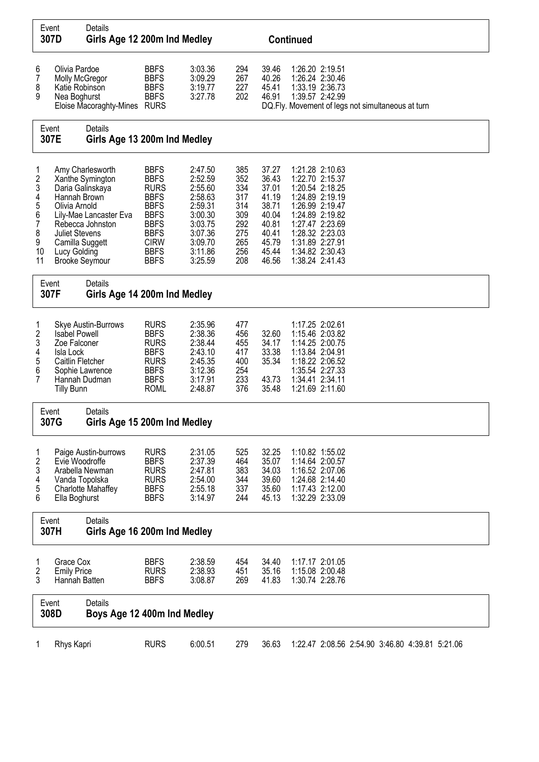## Event 307D Girls Age 12 200m Ind Medley — Continued

| Place | Name | Club | Time | Points | 50m | 100m | 150m |
|---|---|---|---|---|---|---|---|
| 6 | Olivia Pardoe | BBFS | 3:03.36 | 294 | 39.46 | 1:26.20 | 2:19.51 |
| 7 | Molly McGregor | BBFS | 3:09.29 | 267 | 40.26 | 1:26.24 | 2:30.46 |
| 8 | Katie Robinson | BBFS | 3:19.77 | 227 | 45.41 | 1:33.19 | 2:36.73 |
| 9 | Nea Boghurst | BBFS | 3:27.78 | 202 | 46.91 | 1:39.57 | 2:42.99 |
| | Eloise Macoraghty-Mines | RURS | | | DQ.Fly. Movement of legs not simultaneous at turn | | |

## Event 307E Girls Age 13 200m Ind Medley

| Place | Name | Club | Time | Points | 50m | 100m | 150m |
|---|---|---|---|---|---|---|---|
| 1 | Amy Charlesworth | BBFS | 2:47.50 | 385 | 37.27 | 1:21.28 | 2:10.63 |
| 2 | Xanthe Symington | BBFS | 2:52.59 | 352 | 36.43 | 1:22.70 | 2:15.37 |
| 3 | Daria Galinskaya | RURS | 2:55.60 | 334 | 37.01 | 1:20.54 | 2:18.25 |
| 4 | Hannah Brown | BBFS | 2:58.63 | 317 | 41.19 | 1:24.89 | 2:19.19 |
| 5 | Olivia Arnold | BBFS | 2:59.31 | 314 | 38.71 | 1:26.99 | 2:19.47 |
| 6 | Lily-Mae Lancaster Eva | BBFS | 3:00.30 | 309 | 40.04 | 1:24.89 | 2:19.82 |
| 7 | Rebecca Johnston | BBFS | 3:03.75 | 292 | 40.81 | 1:27.47 | 2:23.69 |
| 8 | Juliet Stevens | BBFS | 3:07.36 | 275 | 40.41 | 1:28.32 | 2:23.03 |
| 9 | Camilla Suggett | CIRW | 3:09.70 | 265 | 45.79 | 1:31.89 | 2:27.91 |
| 10 | Lucy Golding | BBFS | 3:11.86 | 256 | 45.44 | 1:34.82 | 2:30.43 |
| 11 | Brooke Seymour | BBFS | 3:25.59 | 208 | 46.56 | 1:38.24 | 2:41.43 |

## Event 307F Girls Age 14 200m Ind Medley

| Place | Name | Club | Time | Points | 50m | 100m | 150m |
|---|---|---|---|---|---|---|---|
| 1 | Skye Austin-Burrows | RURS | 2:35.96 | 477 | | 1:17.25 | 2:02.61 |
| 2 | Isabel Powell | BBFS | 2:38.36 | 456 | 32.60 | 1:15.46 | 2:03.82 |
| 3 | Zoe Falconer | RURS | 2:38.44 | 455 | 34.17 | 1:14.25 | 2:00.75 |
| 4 | Isla Lock | BBFS | 2:43.10 | 417 | 33.38 | 1:13.84 | 2:04.91 |
| 5 | Caitlin Fletcher | RURS | 2:45.35 | 400 | 35.34 | 1:18.22 | 2:06.52 |
| 6 | Sophie Lawrence | BBFS | 3:12.36 | 254 | | 1:35.54 | 2:27.33 |
| 7 | Hannah Dudman | BBFS | 3:17.91 | 233 | 43.73 | 1:34.41 | 2:34.11 |
| | Tilly Bunn | ROML | 2:48.87 | 376 | 35.48 | 1:21.69 | 2:11.60 |

## Event 307G Girls Age 15 200m Ind Medley

| Place | Name | Club | Time | Points | 50m | 100m | 150m |
|---|---|---|---|---|---|---|---|
| 1 | Paige Austin-burrows | RURS | 2:31.05 | 525 | 32.25 | 1:10.82 | 1:55.02 |
| 2 | Evie Woodroffe | BBFS | 2:37.39 | 464 | 35.07 | 1:14.64 | 2:00.57 |
| 3 | Arabella Newman | RURS | 2:47.81 | 383 | 34.03 | 1:16.52 | 2:07.06 |
| 4 | Vanda Topolska | RURS | 2:54.00 | 344 | 39.60 | 1:24.68 | 2:14.40 |
| 5 | Charlotte Mahaffey | BBFS | 2:55.18 | 337 | 35.60 | 1:17.43 | 2:12.00 |
| 6 | Ella Boghurst | BBFS | 3:14.97 | 244 | 45.13 | 1:32.29 | 2:33.09 |

## Event 307H Girls Age 16 200m Ind Medley

| Place | Name | Club | Time | Points | 50m | 100m | 150m |
|---|---|---|---|---|---|---|---|
| 1 | Grace Cox | BBFS | 2:38.59 | 454 | 34.40 | 1:17.17 | 2:01.05 |
| 2 | Emily Price | RURS | 2:38.93 | 451 | 35.16 | 1:15.08 | 2:00.48 |
| 3 | Hannah Batten | BBFS | 3:08.87 | 269 | 41.83 | 1:30.74 | 2:28.76 |

## Event 308D Boys Age 12 400m Ind Medley

| Place | Name | Club | Time | Points | 50m | 100m | 150m | 200m | 250m | 300m | 350m |
|---|---|---|---|---|---|---|---|---|---|---|---|
| 1 | Rhys Kapri | RURS | 6:00.51 | 279 | 36.63 | 1:22.47 | 2:08.56 | 2:54.90 | 3:46.80 | 4:39.81 | 5:21.06 |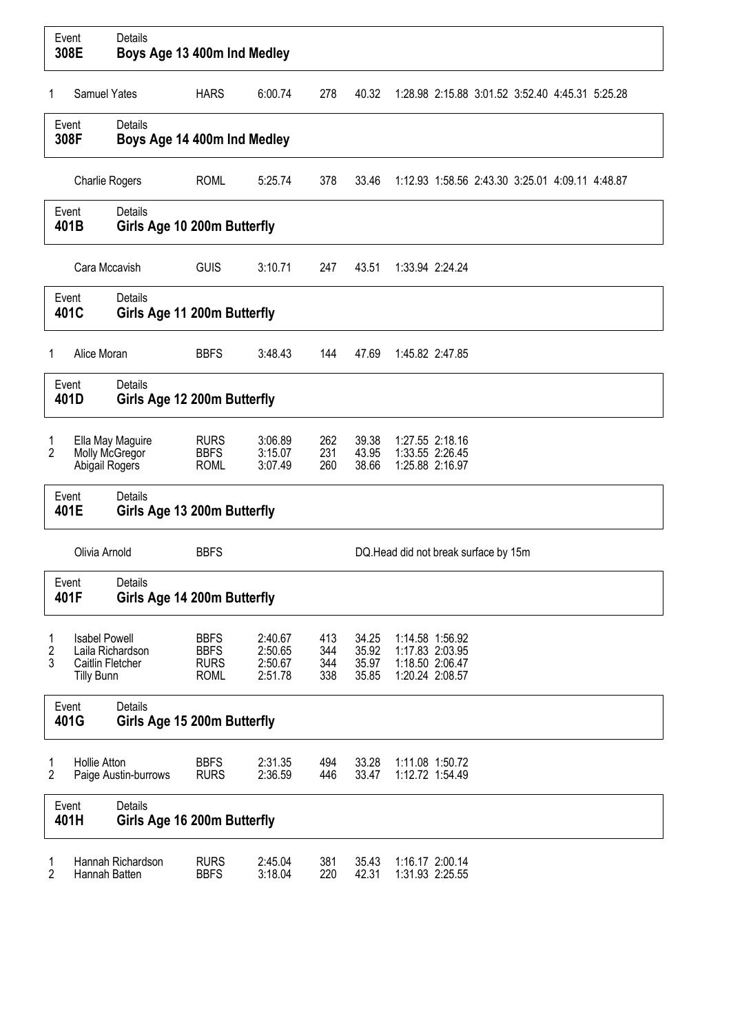| Event | Details |
|---|---|
| **308E** | **Boys Age 13 400m Ind Medley** |

| Place | Name | Club | Time | Points | Splits | | | | | | | |
|---|---|---|---|---|---|---|---|---|---|---|---|---|
| 1 | Samuel Yates | HARS | 6:00.74 | 278 | 40.32 | 1:28.98 | 2:15.88 | 3:01.52 | 3:52.40 | 4:45.31 | 5:25.28 | |

| Event | Details |
|---|---|
| **308F** | **Boys Age 14 400m Ind Medley** |

| Place | Name | Club | Time | Points | Splits | | | | | | | |
|---|---|---|---|---|---|---|---|---|---|---|---|---|
| | Charlie Rogers | ROML | 5:25.74 | 378 | 33.46 | 1:12.93 | 1:58.56 | 2:43.30 | 3:25.01 | 4:09.11 | 4:48.87 | |

| Event | Details |
|---|---|
| **401B** | **Girls Age 10 200m Butterfly** |

| Place | Name | Club | Time | Points | Splits | | |
|---|---|---|---|---|---|---|---|
| | Cara Mccavish | GUIS | 3:10.71 | 247 | 43.51 | 1:33.94 | 2:24.24 |

| Event | Details |
|---|---|
| **401C** | **Girls Age 11 200m Butterfly** |

| Place | Name | Club | Time | Points | Splits | | |
|---|---|---|---|---|---|---|---|
| 1 | Alice Moran | BBFS | 3:48.43 | 144 | 47.69 | 1:45.82 | 2:47.85 |

| Event | Details |
|---|---|
| **401D** | **Girls Age 12 200m Butterfly** |

| Place | Name | Club | Time | Points | Splits | | |
|---|---|---|---|---|---|---|---|
| 1 | Ella May Maguire | RURS | 3:06.89 | 262 | 39.38 | 1:27.55 | 2:18.16 |
| 2 | Molly McGregor | BBFS | 3:15.07 | 231 | 43.95 | 1:33.55 | 2:26.45 |
| | Abigail Rogers | ROML | 3:07.49 | 260 | 38.66 | 1:25.88 | 2:16.97 |

| Event | Details |
|---|---|
| **401E** | **Girls Age 13 200m Butterfly** |

| Place | Name | Club | Result |
|---|---|---|---|
| | Olivia Arnold | BBFS | DQ.Head did not break surface by 15m |

| Event | Details |
|---|---|
| **401F** | **Girls Age 14 200m Butterfly** |

| Place | Name | Club | Time | Points | Splits | | |
|---|---|---|---|---|---|---|---|
| 1 | Isabel Powell | BBFS | 2:40.67 | 413 | 34.25 | 1:14.58 | 1:56.92 |
| 2 | Laila Richardson | BBFS | 2:50.65 | 344 | 35.92 | 1:17.83 | 2:03.95 |
| 3 | Caitlin Fletcher | RURS | 2:50.67 | 344 | 35.97 | 1:18.50 | 2:06.47 |
| | Tilly Bunn | ROML | 2:51.78 | 338 | 35.85 | 1:20.24 | 2:08.57 |

| Event | Details |
|---|---|
| **401G** | **Girls Age 15 200m Butterfly** |

| Place | Name | Club | Time | Points | Splits | | |
|---|---|---|---|---|---|---|---|
| 1 | Hollie Atton | BBFS | 2:31.35 | 494 | 33.28 | 1:11.08 | 1:50.72 |
| 2 | Paige Austin-burrows | RURS | 2:36.59 | 446 | 33.47 | 1:12.72 | 1:54.49 |

| Event | Details |
|---|---|
| **401H** | **Girls Age 16 200m Butterfly** |

| Place | Name | Club | Time | Points | Splits | | |
|---|---|---|---|---|---|---|---|
| 1 | Hannah Richardson | RURS | 2:45.04 | 381 | 35.43 | 1:16.17 | 2:00.14 |
| 2 | Hannah Batten | BBFS | 3:18.04 | 220 | 42.31 | 1:31.93 | 2:25.55 |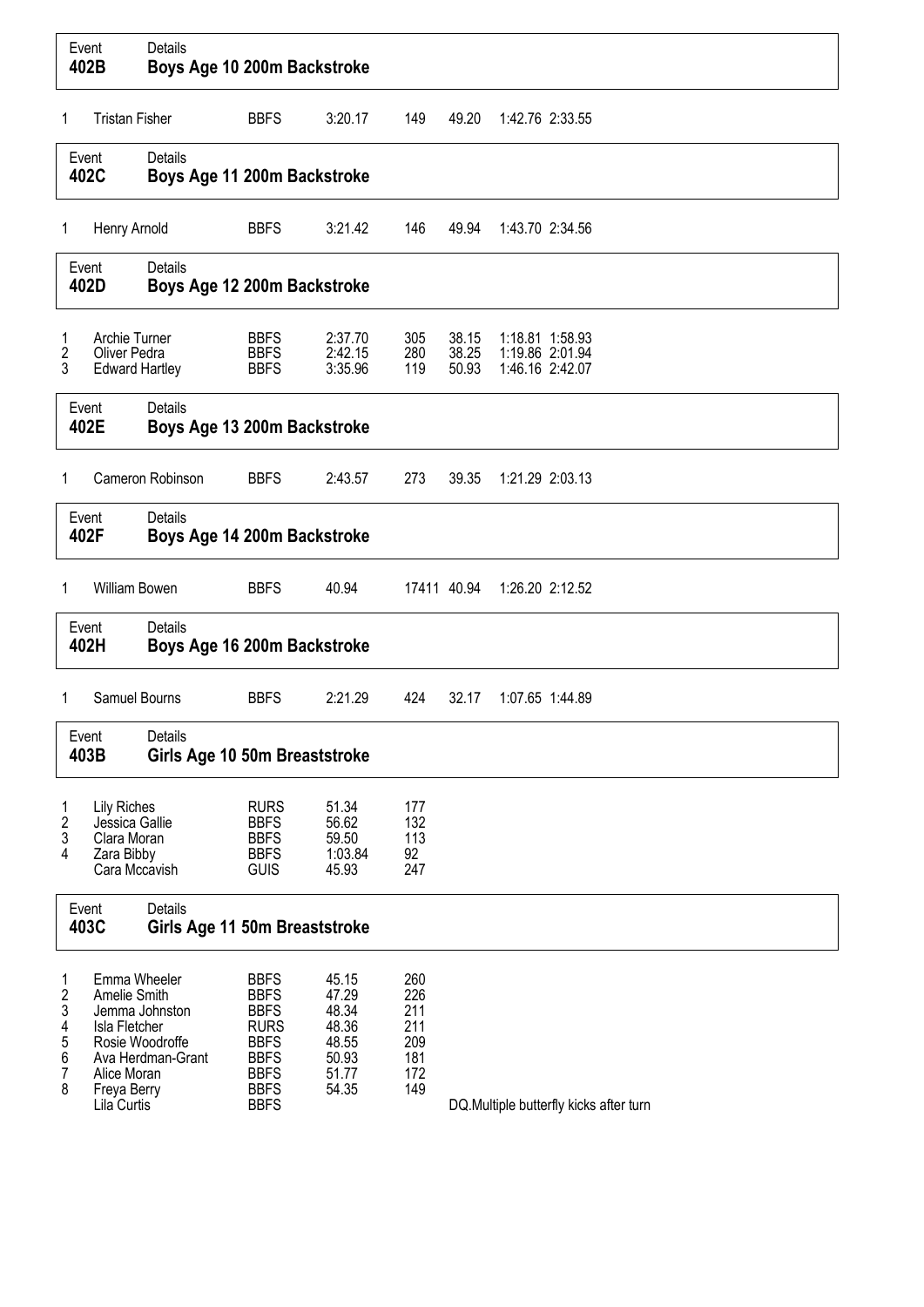## Event 402B — Boys Age 10 200m Backstroke

| Place | Name | Club | Time | Points | 50m | 100m | 150m |
|---|---|---|---|---|---|---|---|
| 1 | Tristan Fisher | BBFS | 3:20.17 | 149 | 49.20 | 1:42.76 | 2:33.55 |

## Event 402C — Boys Age 11 200m Backstroke

| Place | Name | Club | Time | Points | 50m | 100m | 150m |
|---|---|---|---|---|---|---|---|
| 1 | Henry Arnold | BBFS | 3:21.42 | 146 | 49.94 | 1:43.70 | 2:34.56 |

## Event 402D — Boys Age 12 200m Backstroke

| Place | Name | Club | Time | Points | 50m | 100m | 150m |
|---|---|---|---|---|---|---|---|
| 1 | Archie Turner | BBFS | 2:37.70 | 305 | 38.15 | 1:18.81 | 1:58.93 |
| 2 | Oliver Pedra | BBFS | 2:42.15 | 280 | 38.25 | 1:19.86 | 2:01.94 |
| 3 | Edward Hartley | BBFS | 3:35.96 | 119 | 50.93 | 1:46.16 | 2:42.07 |

## Event 402E — Boys Age 13 200m Backstroke

| Place | Name | Club | Time | Points | 50m | 100m | 150m |
|---|---|---|---|---|---|---|---|
| 1 | Cameron Robinson | BBFS | 2:43.57 | 273 | 39.35 | 1:21.29 | 2:03.13 |

## Event 402F — Boys Age 14 200m Backstroke

| Place | Name | Club | Time | Points | 50m | 100m | 150m |
|---|---|---|---|---|---|---|---|
| 1 | William Bowen | BBFS | 40.94 | 17411 | 40.94 | 1:26.20 | 2:12.52 |

## Event 402H — Boys Age 16 200m Backstroke

| Place | Name | Club | Time | Points | 50m | 100m | 150m |
|---|---|---|---|---|---|---|---|
| 1 | Samuel Bourns | BBFS | 2:21.29 | 424 | 32.17 | 1:07.65 | 1:44.89 |

## Event 403B — Girls Age 10 50m Breaststroke

| Place | Name | Club | Time | Points |
|---|---|---|---|---|
| 1 | Lily Riches | RURS | 51.34 | 177 |
| 2 | Jessica Gallie | BBFS | 56.62 | 132 |
| 3 | Clara Moran | BBFS | 59.50 | 113 |
| 4 | Zara Bibby | BBFS | 1:03.84 | 92 |
| | Cara Mccavish | GUIS | 45.93 | 247 |

## Event 403C — Girls Age 11 50m Breaststroke

| Place | Name | Club | Time | Points | Notes |
|---|---|---|---|---|---|
| 1 | Emma Wheeler | BBFS | 45.15 | 260 | |
| 2 | Amelie Smith | BBFS | 47.29 | 226 | |
| 3 | Jemma Johnston | BBFS | 48.34 | 211 | |
| 4 | Isla Fletcher | RURS | 48.36 | 211 | |
| 5 | Rosie Woodroffe | BBFS | 48.55 | 209 | |
| 6 | Ava Herdman-Grant | BBFS | 50.93 | 181 | |
| 7 | Alice Moran | BBFS | 51.77 | 172 | |
| 8 | Freya Berry | BBFS | 54.35 | 149 | |
| | Lila Curtis | BBFS | | | DQ.Multiple butterfly kicks after turn |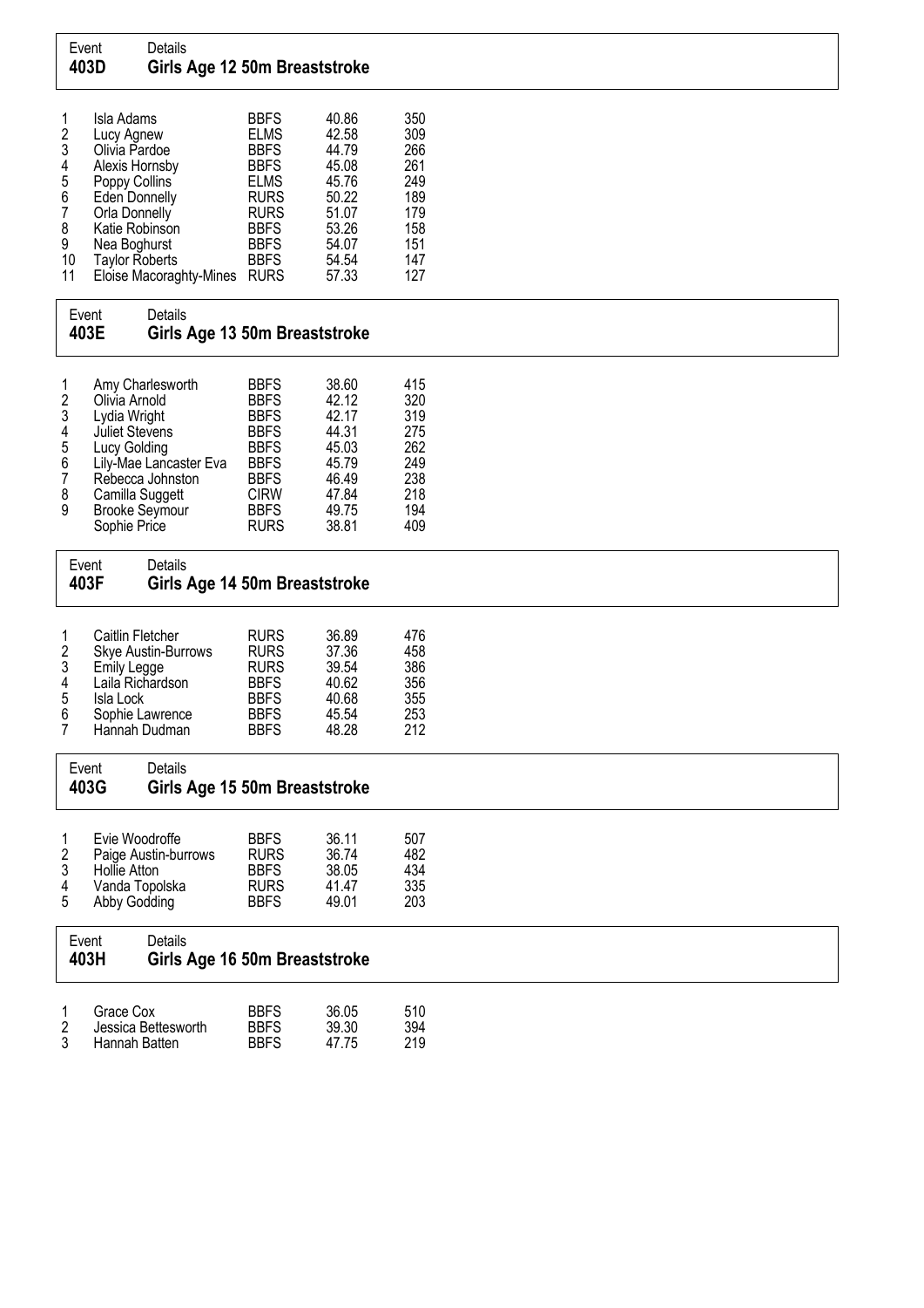Event 403D — Details: **Girls Age 12 50m Breaststroke**

| | | | | |
|---|---|---|---|---|
| 1 | Isla Adams | BBFS | 40.86 | 350 |
| 2 | Lucy Agnew | ELMS | 42.58 | 309 |
| 3 | Olivia Pardoe | BBFS | 44.79 | 266 |
| 4 | Alexis Hornsby | BBFS | 45.08 | 261 |
| 5 | Poppy Collins | ELMS | 45.76 | 249 |
| 6 | Eden Donnelly | RURS | 50.22 | 189 |
| 7 | Orla Donnelly | RURS | 51.07 | 179 |
| 8 | Katie Robinson | BBFS | 53.26 | 158 |
| 9 | Nea Boghurst | BBFS | 54.07 | 151 |
| 10 | Taylor Roberts | BBFS | 54.54 | 147 |
| 11 | Eloise Macoraghty-Mines | RURS | 57.33 | 127 |

Event 403E — Details: **Girls Age 13 50m Breaststroke**

| | | | | |
|---|---|---|---|---|
| 1 | Amy Charlesworth | BBFS | 38.60 | 415 |
| 2 | Olivia Arnold | BBFS | 42.12 | 320 |
| 3 | Lydia Wright | BBFS | 42.17 | 319 |
| 4 | Juliet Stevens | BBFS | 44.31 | 275 |
| 5 | Lucy Golding | BBFS | 45.03 | 262 |
| 6 | Lily-Mae Lancaster Eva | BBFS | 45.79 | 249 |
| 7 | Rebecca Johnston | BBFS | 46.49 | 238 |
| 8 | Camilla Suggett | CIRW | 47.84 | 218 |
| 9 | Brooke Seymour | BBFS | 49.75 | 194 |
| | Sophie Price | RURS | 38.81 | 409 |

Event 403F — Details: **Girls Age 14 50m Breaststroke**

| | | | | |
|---|---|---|---|---|
| 1 | Caitlin Fletcher | RURS | 36.89 | 476 |
| 2 | Skye Austin-Burrows | RURS | 37.36 | 458 |
| 3 | Emily Legge | RURS | 39.54 | 386 |
| 4 | Laila Richardson | BBFS | 40.62 | 356 |
| 5 | Isla Lock | BBFS | 40.68 | 355 |
| 6 | Sophie Lawrence | BBFS | 45.54 | 253 |
| 7 | Hannah Dudman | BBFS | 48.28 | 212 |

Event 403G — Details: **Girls Age 15 50m Breaststroke**

| | | | | |
|---|---|---|---|---|
| 1 | Evie Woodroffe | BBFS | 36.11 | 507 |
| 2 | Paige Austin-burrows | RURS | 36.74 | 482 |
| 3 | Hollie Atton | BBFS | 38.05 | 434 |
| 4 | Vanda Topolska | RURS | 41.47 | 335 |
| 5 | Abby Godding | BBFS | 49.01 | 203 |

Event 403H — Details: **Girls Age 16 50m Breaststroke**

| | | | | |
|---|---|---|---|---|
| 1 | Grace Cox | BBFS | 36.05 | 510 |
| 2 | Jessica Bettesworth | BBFS | 39.30 | 394 |
| 3 | Hannah Batten | BBFS | 47.75 | 219 |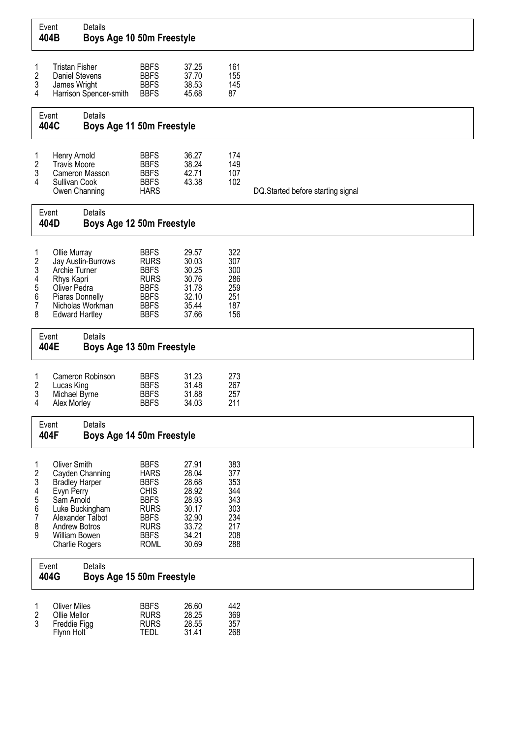## Event 404B — Boys Age 10 50m Freestyle

| Place | Name | Club | Time | Points | Notes |
|---|---|---|---|---|---|
| 1 | Tristan Fisher | BBFS | 37.25 | 161 | |
| 2 | Daniel Stevens | BBFS | 37.70 | 155 | |
| 3 | James Wright | BBFS | 38.53 | 145 | |
| 4 | Harrison Spencer-smith | BBFS | 45.68 | 87 | |

## Event 404C — Boys Age 11 50m Freestyle

| Place | Name | Club | Time | Points | Notes |
|---|---|---|---|---|---|
| 1 | Henry Arnold | BBFS | 36.27 | 174 | |
| 2 | Travis Moore | BBFS | 38.24 | 149 | |
| 3 | Cameron Masson | BBFS | 42.71 | 107 | |
| 4 | Sullivan Cook | BBFS | 43.38 | 102 | |
| | Owen Channing | HARS | | | DQ.Started before starting signal |

## Event 404D — Boys Age 12 50m Freestyle

| Place | Name | Club | Time | Points | Notes |
|---|---|---|---|---|---|
| 1 | Ollie Murray | BBFS | 29.57 | 322 | |
| 2 | Jay Austin-Burrows | RURS | 30.03 | 307 | |
| 3 | Archie Turner | BBFS | 30.25 | 300 | |
| 4 | Rhys Kapri | RURS | 30.76 | 286 | |
| 5 | Oliver Pedra | BBFS | 31.78 | 259 | |
| 6 | Piaras Donnelly | BBFS | 32.10 | 251 | |
| 7 | Nicholas Workman | BBFS | 35.44 | 187 | |
| 8 | Edward Hartley | BBFS | 37.66 | 156 | |

## Event 404E — Boys Age 13 50m Freestyle

| Place | Name | Club | Time | Points | Notes |
|---|---|---|---|---|---|
| 1 | Cameron Robinson | BBFS | 31.23 | 273 | |
| 2 | Lucas King | BBFS | 31.48 | 267 | |
| 3 | Michael Byrne | BBFS | 31.88 | 257 | |
| 4 | Alex Morley | BBFS | 34.03 | 211 | |

## Event 404F — Boys Age 14 50m Freestyle

| Place | Name | Club | Time | Points | Notes |
|---|---|---|---|---|---|
| 1 | Oliver Smith | BBFS | 27.91 | 383 | |
| 2 | Cayden Channing | HARS | 28.04 | 377 | |
| 3 | Bradley Harper | BBFS | 28.68 | 353 | |
| 4 | Evyn Perry | CHIS | 28.92 | 344 | |
| 5 | Sam Arnold | BBFS | 28.93 | 343 | |
| 6 | Luke Buckingham | RURS | 30.17 | 303 | |
| 7 | Alexander Talbot | BBFS | 32.90 | 234 | |
| 8 | Andrew Botros | RURS | 33.72 | 217 | |
| 9 | William Bowen | BBFS | 34.21 | 208 | |
| | Charlie Rogers | ROML | 30.69 | 288 | |

## Event 404G — Boys Age 15 50m Freestyle

| Place | Name | Club | Time | Points | Notes |
|---|---|---|---|---|---|
| 1 | Oliver Miles | BBFS | 26.60 | 442 | |
| 2 | Ollie Mellor | RURS | 28.25 | 369 | |
| 3 | Freddie Figg | RURS | 28.55 | 357 | |
| | Flynn Holt | TEDL | 31.41 | 268 | |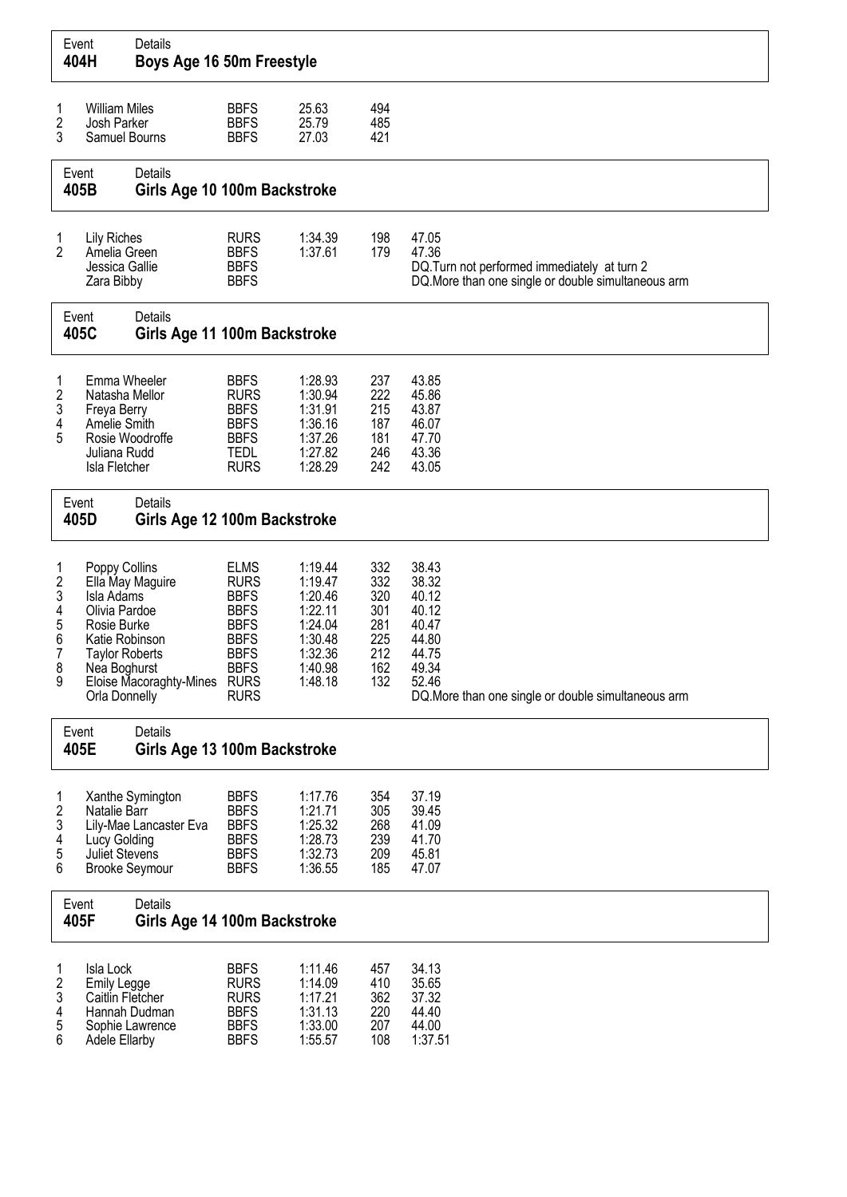## Event 404H — Boys Age 16 50m Freestyle

| Place | Name | Club | Time | Points | |
|---|---|---|---|---|---|
| 1 | William Miles | BBFS | 25.63 | 494 | |
| 2 | Josh Parker | BBFS | 25.79 | 485 | |
| 3 | Samuel Bourns | BBFS | 27.03 | 421 | |

## Event 405B — Girls Age 10 100m Backstroke

| Place | Name | Club | Time | Points | Split / Notes |
|---|---|---|---|---|---|
| 1 | Lily Riches | RURS | 1:34.39 | 198 | 47.05 |
| 2 | Amelia Green | BBFS | 1:37.61 | 179 | 47.36 |
| | Jessica Gallie | BBFS | | | DQ.Turn not performed immediately at turn 2 |
| | Zara Bibby | BBFS | | | DQ.More than one single or double simultaneous arm |

## Event 405C — Girls Age 11 100m Backstroke

| Place | Name | Club | Time | Points | Split / Notes |
|---|---|---|---|---|---|
| 1 | Emma Wheeler | BBFS | 1:28.93 | 237 | 43.85 |
| 2 | Natasha Mellor | RURS | 1:30.94 | 222 | 45.86 |
| 3 | Freya Berry | BBFS | 1:31.91 | 215 | 43.87 |
| 4 | Amelie Smith | BBFS | 1:36.16 | 187 | 46.07 |
| 5 | Rosie Woodroffe | BBFS | 1:37.26 | 181 | 47.70 |
| | Juliana Rudd | TEDL | 1:27.82 | 246 | 43.36 |
| | Isla Fletcher | RURS | 1:28.29 | 242 | 43.05 |

## Event 405D — Girls Age 12 100m Backstroke

| Place | Name | Club | Time | Points | Split / Notes |
|---|---|---|---|---|---|
| 1 | Poppy Collins | ELMS | 1:19.44 | 332 | 38.43 |
| 2 | Ella May Maguire | RURS | 1:19.47 | 332 | 38.32 |
| 3 | Isla Adams | BBFS | 1:20.46 | 320 | 40.12 |
| 4 | Olivia Pardoe | BBFS | 1:22.11 | 301 | 40.12 |
| 5 | Rosie Burke | BBFS | 1:24.04 | 281 | 40.47 |
| 6 | Katie Robinson | BBFS | 1:30.48 | 225 | 44.80 |
| 7 | Taylor Roberts | BBFS | 1:32.36 | 212 | 44.75 |
| 8 | Nea Boghurst | BBFS | 1:40.98 | 162 | 49.34 |
| 9 | Eloise Macoraghty-Mines | RURS | 1:48.18 | 132 | 52.46 |
| | Orla Donnelly | RURS | | | DQ.More than one single or double simultaneous arm |

## Event 405E — Girls Age 13 100m Backstroke

| Place | Name | Club | Time | Points | Split / Notes |
|---|---|---|---|---|---|
| 1 | Xanthe Symington | BBFS | 1:17.76 | 354 | 37.19 |
| 2 | Natalie Barr | BBFS | 1:21.71 | 305 | 39.45 |
| 3 | Lily-Mae Lancaster Eva | BBFS | 1:25.32 | 268 | 41.09 |
| 4 | Lucy Golding | BBFS | 1:28.73 | 239 | 41.70 |
| 5 | Juliet Stevens | BBFS | 1:32.73 | 209 | 45.81 |
| 6 | Brooke Seymour | BBFS | 1:36.55 | 185 | 47.07 |

## Event 405F — Girls Age 14 100m Backstroke

| Place | Name | Club | Time | Points | Split / Notes |
|---|---|---|---|---|---|
| 1 | Isla Lock | BBFS | 1:11.46 | 457 | 34.13 |
| 2 | Emily Legge | RURS | 1:14.09 | 410 | 35.65 |
| 3 | Caitlin Fletcher | RURS | 1:17.21 | 362 | 37.32 |
| 4 | Hannah Dudman | BBFS | 1:31.13 | 220 | 44.40 |
| 5 | Sophie Lawrence | BBFS | 1:33.00 | 207 | 44.00 |
| 6 | Adele Ellarby | BBFS | 1:55.57 | 108 | 1:37.51 |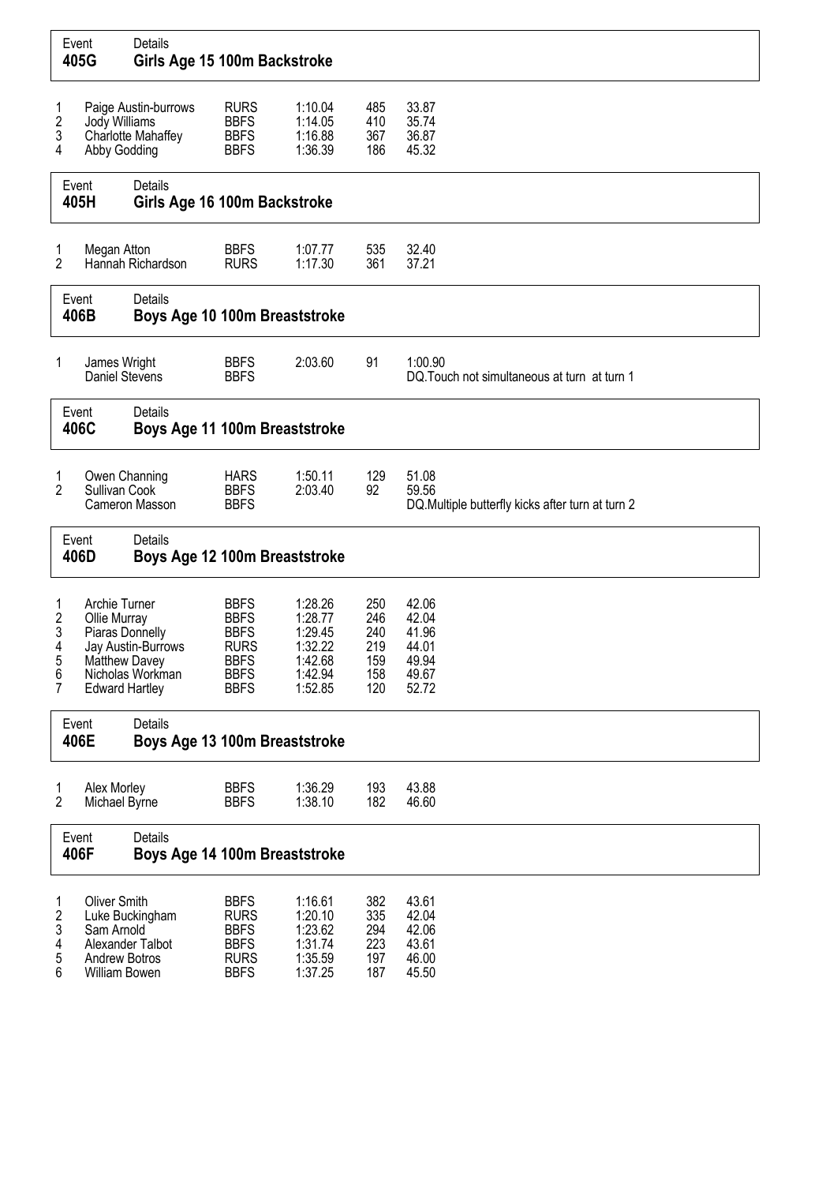| Event | Details |
|---|---|
| **405G** | **Girls Age 15 100m Backstroke** |

| Place | Name | Club | Time | Points | Split |
|---|---|---|---|---|---|
| 1 | Paige Austin-burrows | RURS | 1:10.04 | 485 | 33.87 |
| 2 | Jody Williams | BBFS | 1:14.05 | 410 | 35.74 |
| 3 | Charlotte Mahaffey | BBFS | 1:16.88 | 367 | 36.87 |
| 4 | Abby Godding | BBFS | 1:36.39 | 186 | 45.32 |

| Event | Details |
|---|---|
| **405H** | **Girls Age 16 100m Backstroke** |

| Place | Name | Club | Time | Points | Split |
|---|---|---|---|---|---|
| 1 | Megan Atton | BBFS | 1:07.77 | 535 | 32.40 |
| 2 | Hannah Richardson | RURS | 1:17.30 | 361 | 37.21 |

| Event | Details |
|---|---|
| **406B** | **Boys Age 10 100m Breaststroke** |

| Place | Name | Club | Time | Points | Split |
|---|---|---|---|---|---|
| 1 | James Wright | BBFS | 2:03.60 | 91 | 1:00.90 |
| | Daniel Stevens | BBFS | | | DQ.Touch not simultaneous at turn at turn 1 |

| Event | Details |
|---|---|
| **406C** | **Boys Age 11 100m Breaststroke** |

| Place | Name | Club | Time | Points | Split |
|---|---|---|---|---|---|
| 1 | Owen Channing | HARS | 1:50.11 | 129 | 51.08 |
| 2 | Sullivan Cook | BBFS | 2:03.40 | 92 | 59.56 |
| | Cameron Masson | BBFS | | | DQ.Multiple butterfly kicks after turn at turn 2 |

| Event | Details |
|---|---|
| **406D** | **Boys Age 12 100m Breaststroke** |

| Place | Name | Club | Time | Points | Split |
|---|---|---|---|---|---|
| 1 | Archie Turner | BBFS | 1:28.26 | 250 | 42.06 |
| 2 | Ollie Murray | BBFS | 1:28.77 | 246 | 42.04 |
| 3 | Piaras Donnelly | BBFS | 1:29.45 | 240 | 41.96 |
| 4 | Jay Austin-Burrows | RURS | 1:32.22 | 219 | 44.01 |
| 5 | Matthew Davey | BBFS | 1:42.68 | 159 | 49.94 |
| 6 | Nicholas Workman | BBFS | 1:42.94 | 158 | 49.67 |
| 7 | Edward Hartley | BBFS | 1:52.85 | 120 | 52.72 |

| Event | Details |
|---|---|
| **406E** | **Boys Age 13 100m Breaststroke** |

| Place | Name | Club | Time | Points | Split |
|---|---|---|---|---|---|
| 1 | Alex Morley | BBFS | 1:36.29 | 193 | 43.88 |
| 2 | Michael Byrne | BBFS | 1:38.10 | 182 | 46.60 |

| Event | Details |
|---|---|
| **406F** | **Boys Age 14 100m Breaststroke** |

| Place | Name | Club | Time | Points | Split |
|---|---|---|---|---|---|
| 1 | Oliver Smith | BBFS | 1:16.61 | 382 | 43.61 |
| 2 | Luke Buckingham | RURS | 1:20.10 | 335 | 42.04 |
| 3 | Sam Arnold | BBFS | 1:23.62 | 294 | 42.06 |
| 4 | Alexander Talbot | BBFS | 1:31.74 | 223 | 43.61 |
| 5 | Andrew Botros | RURS | 1:35.59 | 197 | 46.00 |
| 6 | William Bowen | BBFS | 1:37.25 | 187 | 45.50 |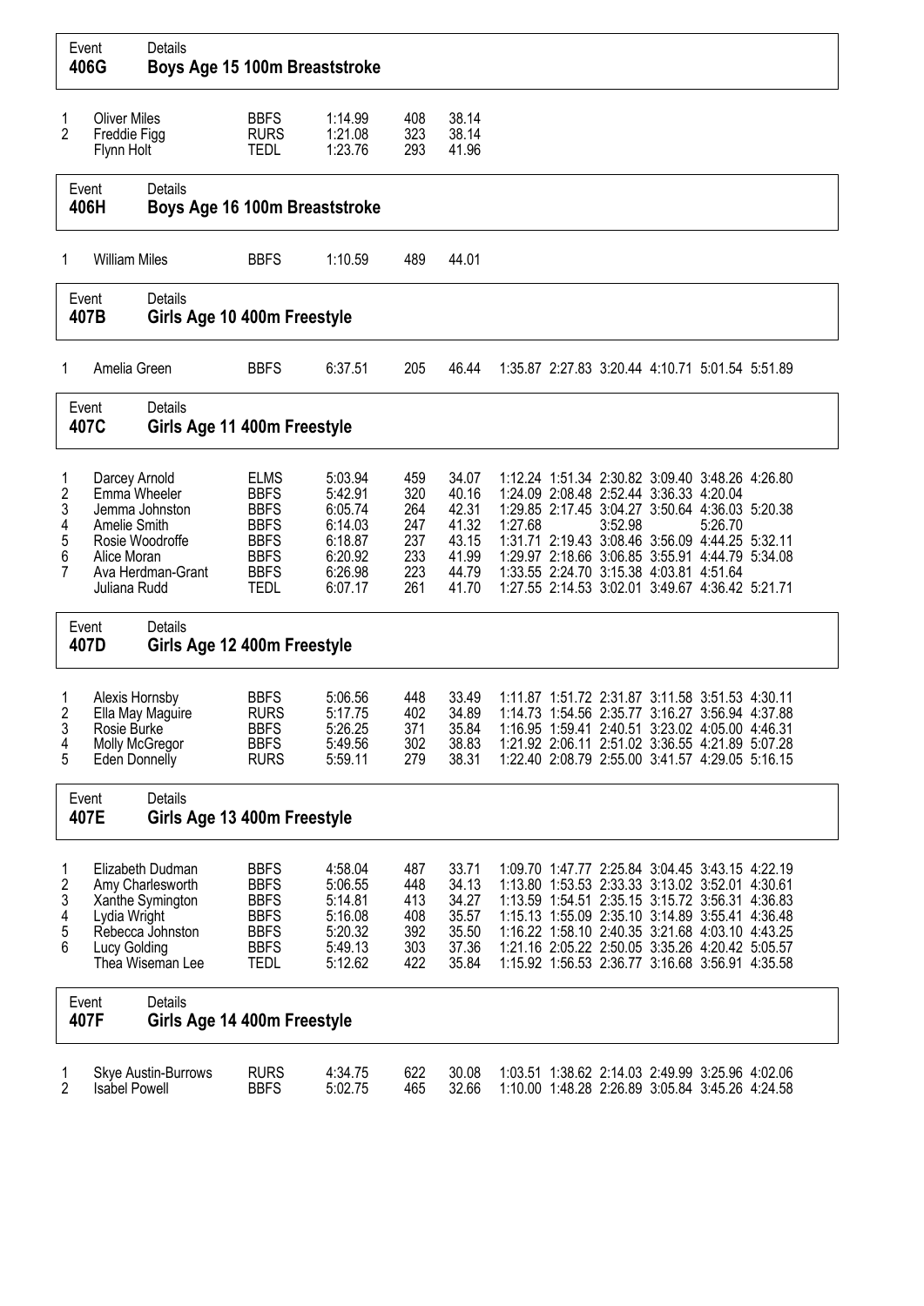## Event 406G — Boys Age 15 100m Breaststroke

| Place | Name | Club | Time | Points | 50m |
|---|---|---|---|---|---|
| 1 | Oliver Miles | BBFS | 1:14.99 | 408 | 38.14 |
| 2 | Freddie Figg | RURS | 1:21.08 | 323 | 38.14 |
| | Flynn Holt | TEDL | 1:23.76 | 293 | 41.96 |

## Event 406H — Boys Age 16 100m Breaststroke

| Place | Name | Club | Time | Points | 50m |
|---|---|---|---|---|---|
| 1 | William Miles | BBFS | 1:10.59 | 489 | 44.01 |

## Event 407B — Girls Age 10 400m Freestyle

| Place | Name | Club | Time | Points | 50m | 100m | 150m | 200m | 250m | 300m | 350m |
|---|---|---|---|---|---|---|---|---|---|---|---|
| 1 | Amelia Green | BBFS | 6:37.51 | 205 | 46.44 | 1:35.87 | 2:27.83 | 3:20.44 | 4:10.71 | 5:01.54 | 5:51.89 |

## Event 407C — Girls Age 11 400m Freestyle

| Place | Name | Club | Time | Points | 50m | 100m | 150m | 200m | 250m | 300m | 350m |
|---|---|---|---|---|---|---|---|---|---|---|---|
| 1 | Darcey Arnold | ELMS | 5:03.94 | 459 | 34.07 | 1:12.24 | 1:51.34 | 2:30.82 | 3:09.40 | 3:48.26 | 4:26.80 |
| 2 | Emma Wheeler | BBFS | 5:42.91 | 320 | 40.16 | 1:24.09 | 2:08.48 | 2:52.44 | 3:36.33 | 4:20.04 | |
| 3 | Jemma Johnston | BBFS | 6:05.74 | 264 | 42.31 | 1:29.85 | 2:17.45 | 3:04.27 | 3:50.64 | 4:36.03 | 5:20.38 |
| 4 | Amelie Smith | BBFS | 6:14.03 | 247 | 41.32 | 1:27.68 | | 3:52.98 | | 5:26.70 | |
| 5 | Rosie Woodroffe | BBFS | 6:18.87 | 237 | 43.15 | 1:31.71 | 2:19.43 | 3:08.46 | 3:56.09 | 4:44.25 | 5:32.11 |
| 6 | Alice Moran | BBFS | 6:20.92 | 233 | 41.99 | 1:29.97 | 2:18.66 | 3:06.85 | 3:55.91 | 4:44.79 | 5:34.08 |
| 7 | Ava Herdman-Grant | BBFS | 6:26.98 | 223 | 44.79 | 1:33.55 | 2:24.70 | 3:15.38 | 4:03.81 | 4:51.64 | |
| | Juliana Rudd | TEDL | 6:07.17 | 261 | 41.70 | 1:27.55 | 2:14.53 | 3:02.01 | 3:49.67 | 4:36.42 | 5:21.71 |

## Event 407D — Girls Age 12 400m Freestyle

| Place | Name | Club | Time | Points | 50m | 100m | 150m | 200m | 250m | 300m | 350m |
|---|---|---|---|---|---|---|---|---|---|---|---|
| 1 | Alexis Hornsby | BBFS | 5:06.56 | 448 | 33.49 | 1:11.87 | 1:51.72 | 2:31.87 | 3:11.58 | 3:51.53 | 4:30.11 |
| 2 | Ella May Maguire | RURS | 5:17.75 | 402 | 34.89 | 1:14.73 | 1:54.56 | 2:35.77 | 3:16.27 | 3:56.94 | 4:37.88 |
| 3 | Rosie Burke | BBFS | 5:26.25 | 371 | 35.84 | 1:16.95 | 1:59.41 | 2:40.51 | 3:23.02 | 4:05.00 | 4:46.31 |
| 4 | Molly McGregor | BBFS | 5:49.56 | 302 | 38.83 | 1:21.92 | 2:06.11 | 2:51.02 | 3:36.55 | 4:21.89 | 5:07.28 |
| 5 | Eden Donnelly | RURS | 5:59.11 | 279 | 38.31 | 1:22.40 | 2:08.79 | 2:55.00 | 3:41.57 | 4:29.05 | 5:16.15 |

## Event 407E — Girls Age 13 400m Freestyle

| Place | Name | Club | Time | Points | 50m | 100m | 150m | 200m | 250m | 300m | 350m |
|---|---|---|---|---|---|---|---|---|---|---|---|
| 1 | Elizabeth Dudman | BBFS | 4:58.04 | 487 | 33.71 | 1:09.70 | 1:47.77 | 2:25.84 | 3:04.45 | 3:43.15 | 4:22.19 |
| 2 | Amy Charlesworth | BBFS | 5:06.55 | 448 | 34.13 | 1:13.80 | 1:53.53 | 2:33.33 | 3:13.02 | 3:52.01 | 4:30.61 |
| 3 | Xanthe Symington | BBFS | 5:14.81 | 413 | 34.27 | 1:13.59 | 1:54.51 | 2:35.15 | 3:15.72 | 3:56.31 | 4:36.83 |
| 4 | Lydia Wright | BBFS | 5:16.08 | 408 | 35.57 | 1:15.13 | 1:55.09 | 2:35.10 | 3:14.89 | 3:55.41 | 4:36.48 |
| 5 | Rebecca Johnston | BBFS | 5:20.32 | 392 | 35.50 | 1:16.22 | 1:58.10 | 2:40.35 | 3:21.68 | 4:03.10 | 4:43.25 |
| 6 | Lucy Golding | BBFS | 5:49.13 | 303 | 37.36 | 1:21.16 | 2:05.22 | 2:50.05 | 3:35.26 | 4:20.42 | 5:05.57 |
| | Thea Wiseman Lee | TEDL | 5:12.62 | 422 | 35.84 | 1:15.92 | 1:56.53 | 2:36.77 | 3:16.68 | 3:56.91 | 4:35.58 |

## Event 407F — Girls Age 14 400m Freestyle

| Place | Name | Club | Time | Points | 50m | 100m | 150m | 200m | 250m | 300m | 350m |
|---|---|---|---|---|---|---|---|---|---|---|---|
| 1 | Skye Austin-Burrows | RURS | 4:34.75 | 622 | 30.08 | 1:03.51 | 1:38.62 | 2:14.03 | 2:49.99 | 3:25.96 | 4:02.06 |
| 2 | Isabel Powell | BBFS | 5:02.75 | 465 | 32.66 | 1:10.00 | 1:48.28 | 2:26.89 | 3:05.84 | 3:45.26 | 4:24.58 |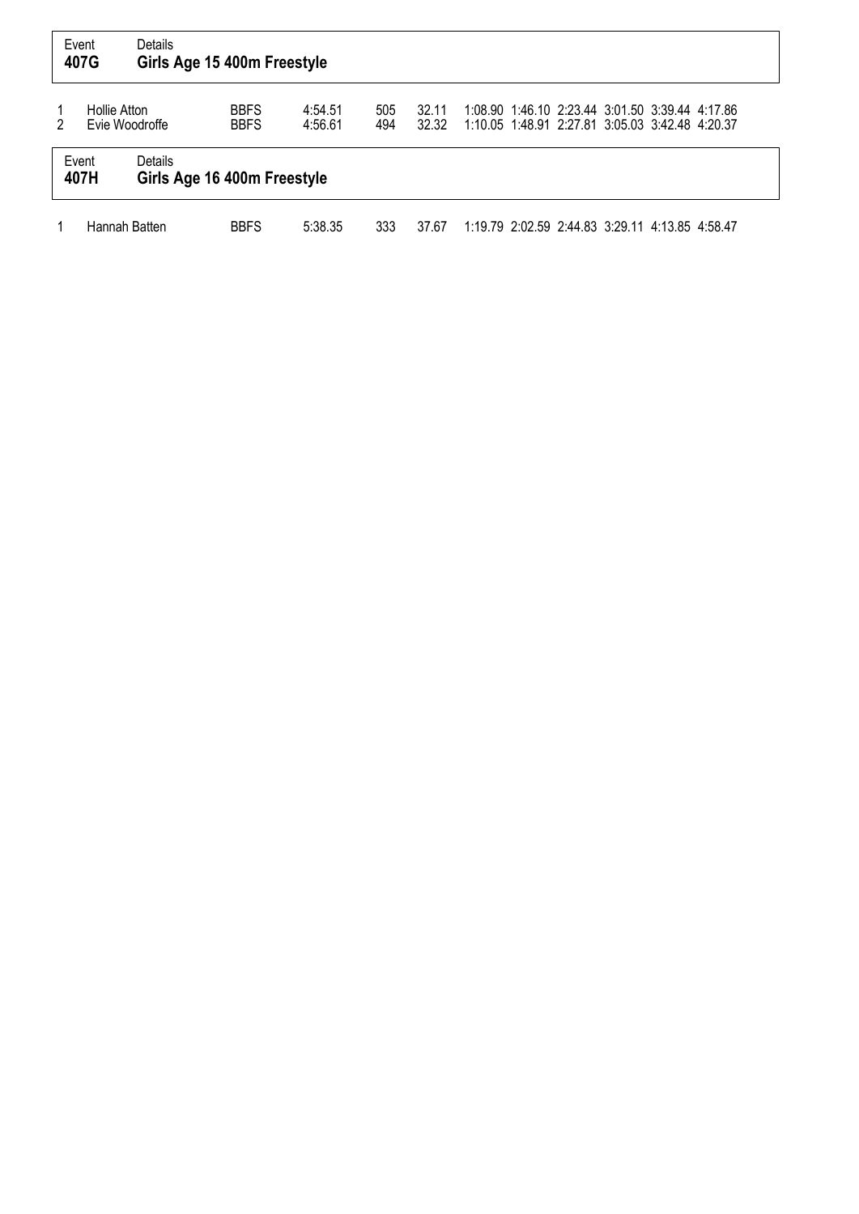Event **407G** Details **Girls Age 15 400m Freestyle**

| | | | | | | | | | | | | |
|---|---|---|---|---|---|---|---|---|---|---|---|---|
| 1 | Hollie Atton | BBFS | 4:54.51 | 505 | 32.11 | 1:08.90 | 1:46.10 | 2:23.44 | 3:01.50 | 3:39.44 | 4:17.86 | |
| 2 | Evie Woodroffe | BBFS | 4:56.61 | 494 | 32.32 | 1:10.05 | 1:48.91 | 2:27.81 | 3:05.03 | 3:42.48 | 4:20.37 | |

Event **407H** Details **Girls Age 16 400m Freestyle**

| | | | | | | | | | | | | |
|---|---|---|---|---|---|---|---|---|---|---|---|---|
| 1 | Hannah Batten | BBFS | 5:38.35 | 333 | 37.67 | 1:19.79 | 2:02.59 | 2:44.83 | 3:29.11 | 4:13.85 | 4:58.47 | |